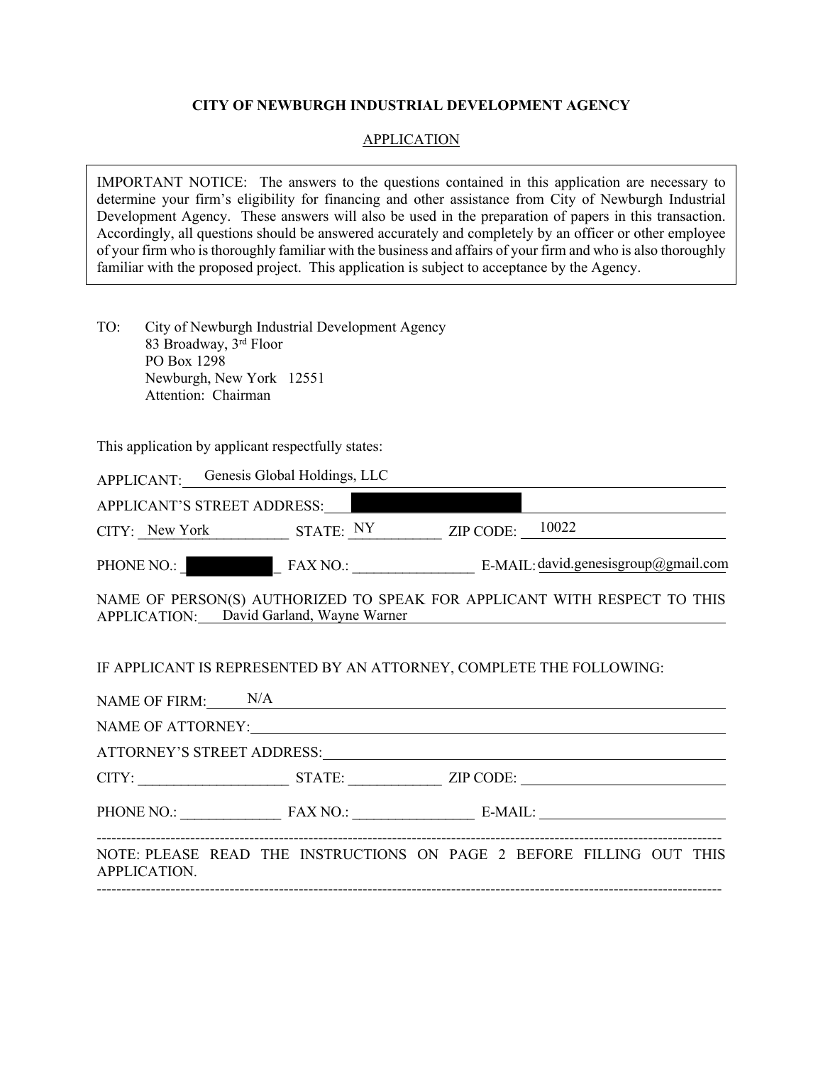**CITY OF NEWBURGH INDUSTRIAL DEVELOPMENT AGENCY**

APPLICATION

> IMPORTANT NOTICE: The answers to the questions contained in this application are necessary to determine your firm's eligibility for financing and other assistance from City of Newburgh Industrial Development Agency. These answers will also be used in the preparation of papers in this transaction. Accordingly, all questions should be answered accurately and completely by an officer or other employee of your firm who is thoroughly familiar with the business and affairs of your firm and who is also thoroughly familiar with the proposed project. This application is subject to acceptance by the Agency.

TO: City of Newburgh Industrial Development Agency
83 Broadway, 3rd Floor
PO Box 1298
Newburgh, New York 12551
Attention: Chairman

This application by applicant respectfully states:

APPLICANT: Genesis Global Holdings, LLC

APPLICANT'S STREET ADDRESS: [REDACTED]

CITY: New York STATE: NY ZIP CODE: 10022

PHONE NO.: [REDACTED] FAX NO.: ________________ E-MAIL: david.genesisgroup@gmail.com

NAME OF PERSON(S) AUTHORIZED TO SPEAK FOR APPLICANT WITH RESPECT TO THIS APPLICATION: David Garland, Wayne Warner

IF APPLICANT IS REPRESENTED BY AN ATTORNEY, COMPLETE THE FOLLOWING:

NAME OF FIRM: N/A

NAME OF ATTORNEY: ________________

ATTORNEY'S STREET ADDRESS: ________________

CITY: ____________________ STATE: ____________ ZIP CODE: ________________

PHONE NO.: _____________ FAX NO.: ________________ E-MAIL: ________________

---

NOTE: PLEASE READ THE INSTRUCTIONS ON PAGE 2 BEFORE FILLING OUT THIS APPLICATION.

---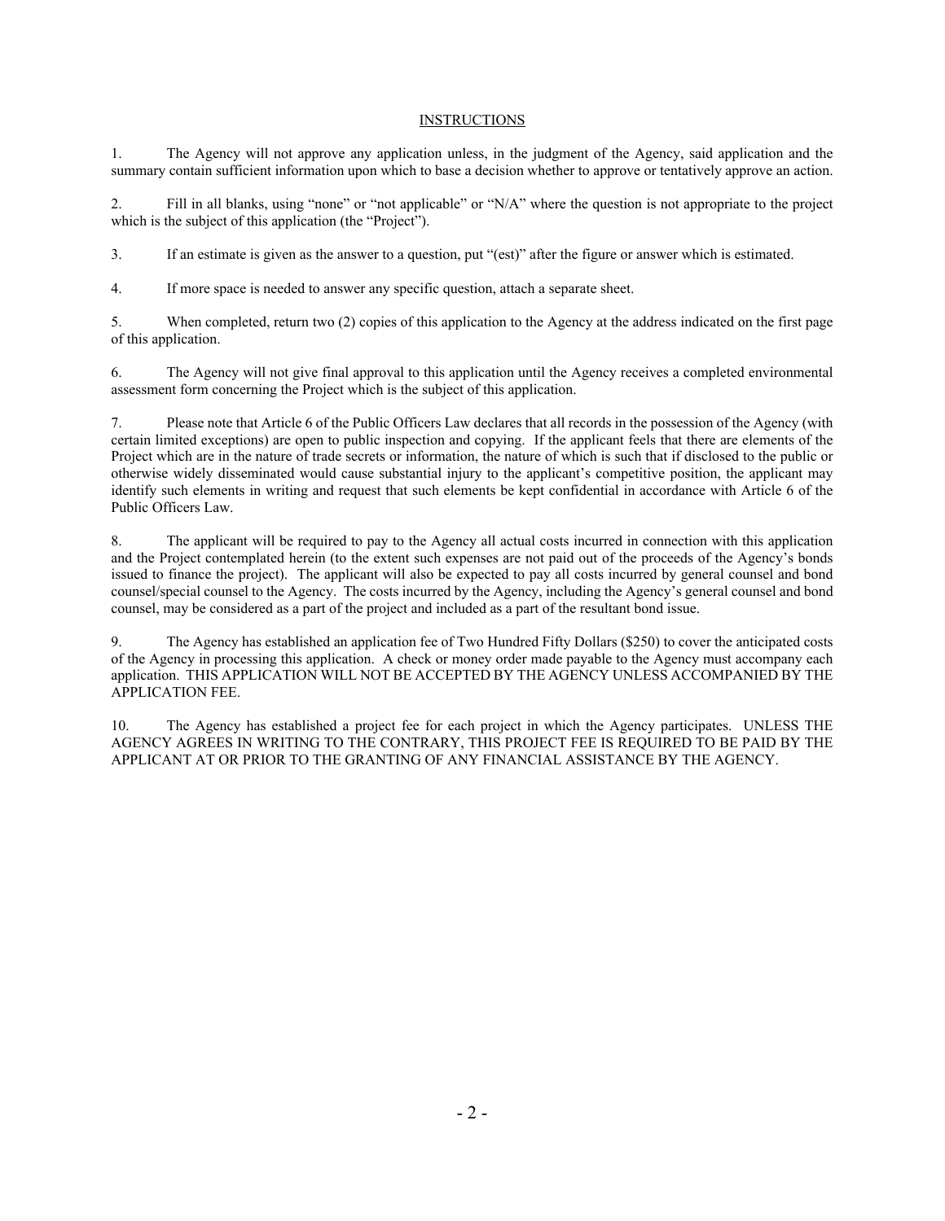# INSTRUCTIONS

1. The Agency will not approve any application unless, in the judgment of the Agency, said application and the summary contain sufficient information upon which to base a decision whether to approve or tentatively approve an action.

2. Fill in all blanks, using "none" or "not applicable" or "N/A" where the question is not appropriate to the project which is the subject of this application (the "Project").

3. If an estimate is given as the answer to a question, put "(est)" after the figure or answer which is estimated.

4. If more space is needed to answer any specific question, attach a separate sheet.

5. When completed, return two (2) copies of this application to the Agency at the address indicated on the first page of this application.

6. The Agency will not give final approval to this application until the Agency receives a completed environmental assessment form concerning the Project which is the subject of this application.

7. Please note that Article 6 of the Public Officers Law declares that all records in the possession of the Agency (with certain limited exceptions) are open to public inspection and copying. If the applicant feels that there are elements of the Project which are in the nature of trade secrets or information, the nature of which is such that if disclosed to the public or otherwise widely disseminated would cause substantial injury to the applicant's competitive position, the applicant may identify such elements in writing and request that such elements be kept confidential in accordance with Article 6 of the Public Officers Law.

8. The applicant will be required to pay to the Agency all actual costs incurred in connection with this application and the Project contemplated herein (to the extent such expenses are not paid out of the proceeds of the Agency's bonds issued to finance the project). The applicant will also be expected to pay all costs incurred by general counsel and bond counsel/special counsel to the Agency. The costs incurred by the Agency, including the Agency's general counsel and bond counsel, may be considered as a part of the project and included as a part of the resultant bond issue.

9. The Agency has established an application fee of Two Hundred Fifty Dollars ($250) to cover the anticipated costs of the Agency in processing this application. A check or money order made payable to the Agency must accompany each application. THIS APPLICATION WILL NOT BE ACCEPTED BY THE AGENCY UNLESS ACCOMPANIED BY THE APPLICATION FEE.

10. The Agency has established a project fee for each project in which the Agency participates. UNLESS THE AGENCY AGREES IN WRITING TO THE CONTRARY, THIS PROJECT FEE IS REQUIRED TO BE PAID BY THE APPLICANT AT OR PRIOR TO THE GRANTING OF ANY FINANCIAL ASSISTANCE BY THE AGENCY.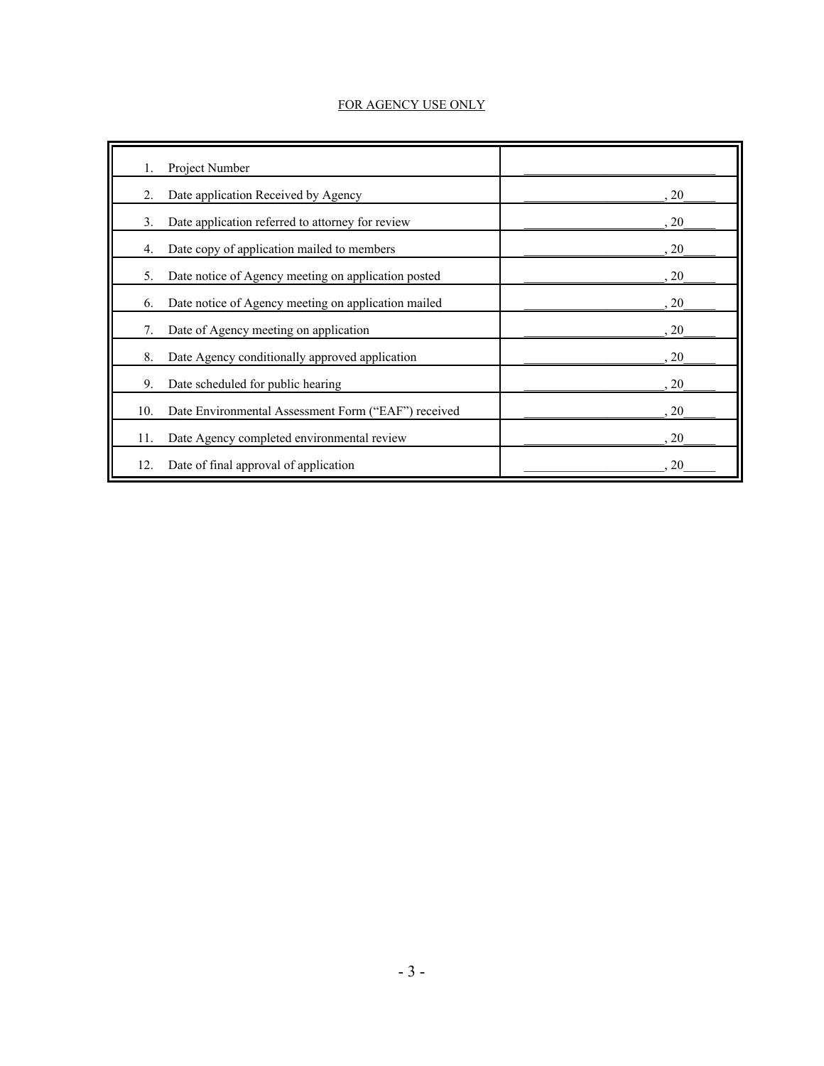FOR AGENCY USE ONLY

| | |
|---|---|
| 1. Project Number | ______________________________ |
| 2. Date application Received by Agency | ______________________, 20_____ |
| 3. Date application referred to attorney for review | ______________________, 20_____ |
| 4. Date copy of application mailed to members | ______________________, 20_____ |
| 5. Date notice of Agency meeting on application posted | ______________________, 20_____ |
| 6. Date notice of Agency meeting on application mailed | ______________________, 20_____ |
| 7. Date of Agency meeting on application | ______________________, 20_____ |
| 8. Date Agency conditionally approved application | ______________________, 20_____ |
| 9. Date scheduled for public hearing | ______________________, 20_____ |
| 10. Date Environmental Assessment Form ("EAF") received | ______________________, 20_____ |
| 11. Date Agency completed environmental review | ______________________, 20_____ |
| 12. Date of final approval of application | ______________________, 20_____ |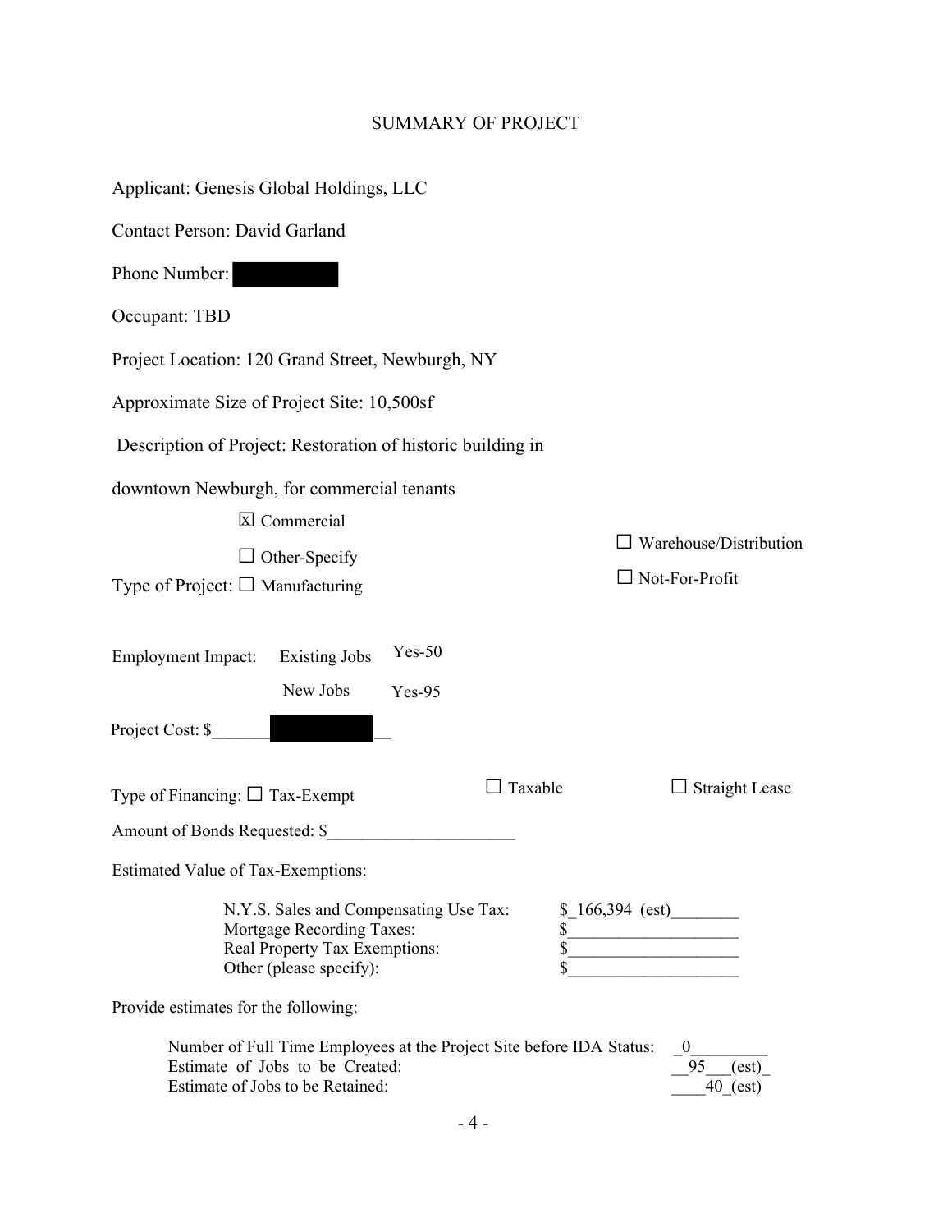# SUMMARY OF PROJECT

Applicant: Genesis Global Holdings, LLC

Contact Person: David Garland

Phone Number: [REDACTED]

Occupant: TBD

Project Location: 120 Grand Street, Newburgh, NY

Approximate Size of Project Site: 10,500sf

Description of Project: Restoration of historic building in downtown Newburgh, for commercial tenants

Type of Project:
- ☒ Commercial
- ☐ Other-Specify
- ☐ Manufacturing
- ☐ Warehouse/Distribution
- ☐ Not-For-Profit

Employment Impact:

| | |
|---|---|
| Existing Jobs | Yes-50 |
| New Jobs | Yes-95 |

Project Cost: $_______[REDACTED]__

Type of Financing: ☐ Tax-Exempt ☐ Taxable ☐ Straight Lease

Amount of Bonds Requested: $______________________

Estimated Value of Tax-Exemptions:

| | |
|---|---|
| N.Y.S. Sales and Compensating Use Tax: | $_166,394 (est)________ |
| Mortgage Recording Taxes: | $____________________ |
| Real Property Tax Exemptions: | $____________________ |
| Other (please specify): | $____________________ |

Provide estimates for the following:

| | |
|---|---|
| Number of Full Time Employees at the Project Site before IDA Status: | _0_________ |
| Estimate of Jobs to be Created: | __95___(est)_ |
| Estimate of Jobs to be Retained: | ____40_(est) |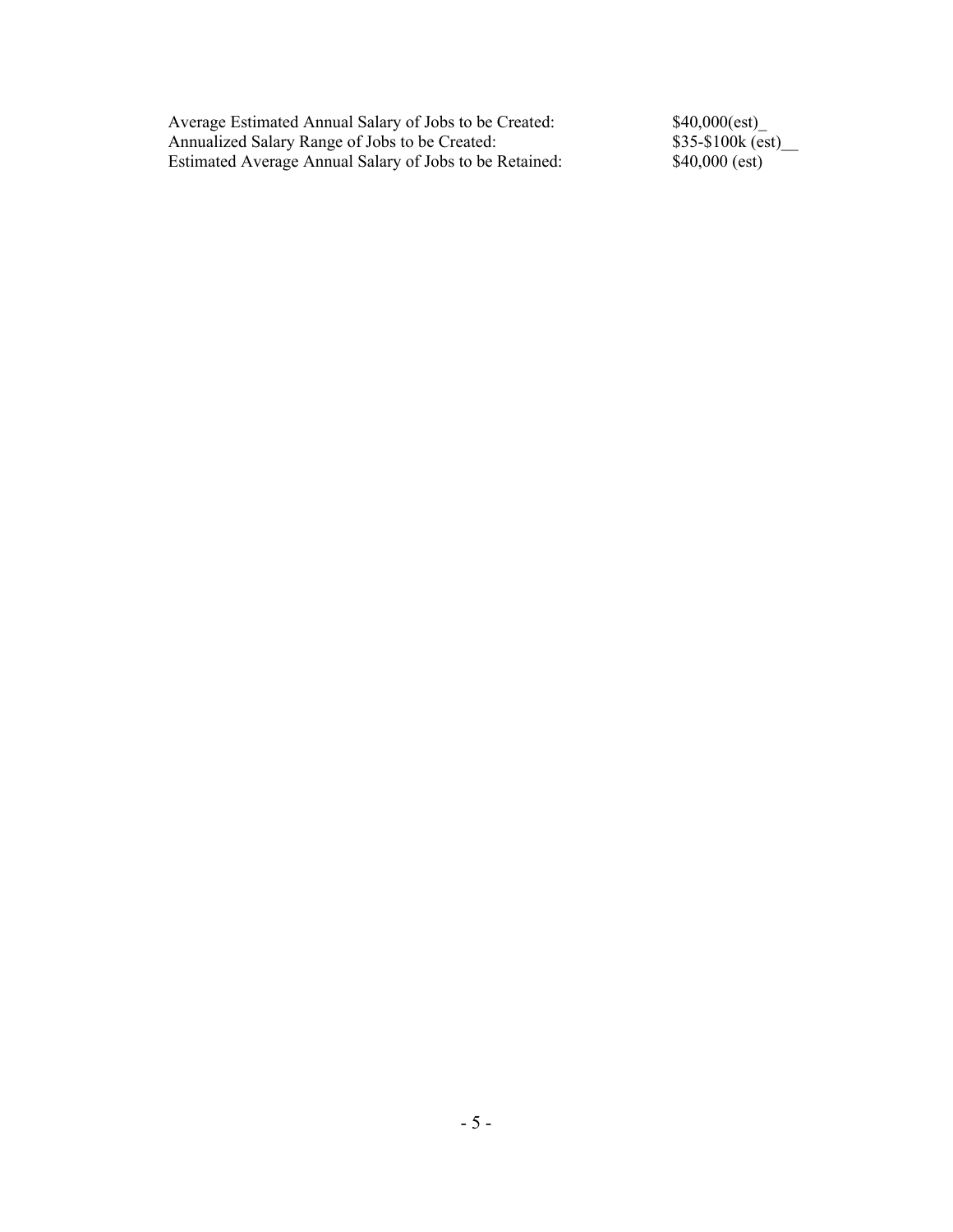| | |
|---|---|
| Average Estimated Annual Salary of Jobs to be Created: | $40,000(est)_ |
| Annualized Salary Range of Jobs to be Created: | $35-$100k (est)__ |
| Estimated Average Annual Salary of Jobs to be Retained: | $40,000 (est) |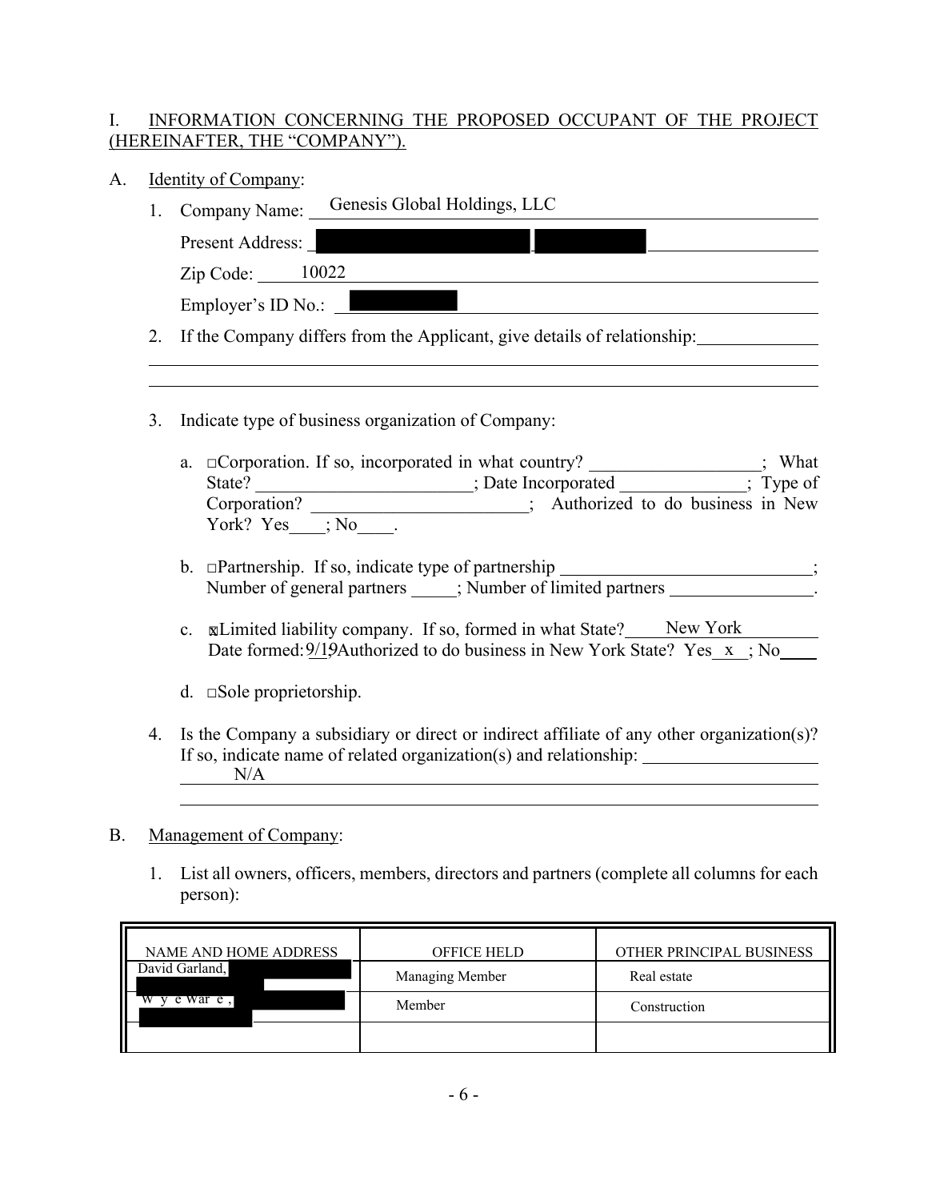I. INFORMATION CONCERNING THE PROPOSED OCCUPANT OF THE PROJECT (HEREINAFTER, THE "COMPANY").

A. Identity of Company:

1. Company Name: Genesis Global Holdings, LLC

   Present Address: ████████ ████

   Zip Code: 10022

   Employer's ID No.: ████

2. If the Company differs from the Applicant, give details of relationship: ____________

3. Indicate type of business organization of Company:

   a. □Corporation. If so, incorporated in what country? ____________; What State? ____________; Date Incorporated ____________; Type of Corporation? ____________; Authorized to do business in New York? Yes____; No____.

   b. □Partnership. If so, indicate type of partnership ____________; Number of general partners _____; Number of limited partners ____________.

   c. ☒Limited liability company. If so, formed in what State? New York
      Date formed: 9/19 Authorized to do business in New York State? Yes x ; No____

   d. □Sole proprietorship.

4. Is the Company a subsidiary or direct or indirect affiliate of any other organization(s)? If so, indicate name of related organization(s) and relationship: N/A

B. Management of Company:

1. List all owners, officers, members, directors and partners (complete all columns for each person):

| NAME AND HOME ADDRESS | OFFICE HELD | OTHER PRINCIPAL BUSINESS |
|---|---|---|
| David Garland, ████ | Managing Member | Real estate |
| W y e War e , ████ | Member | Construction |
| | | |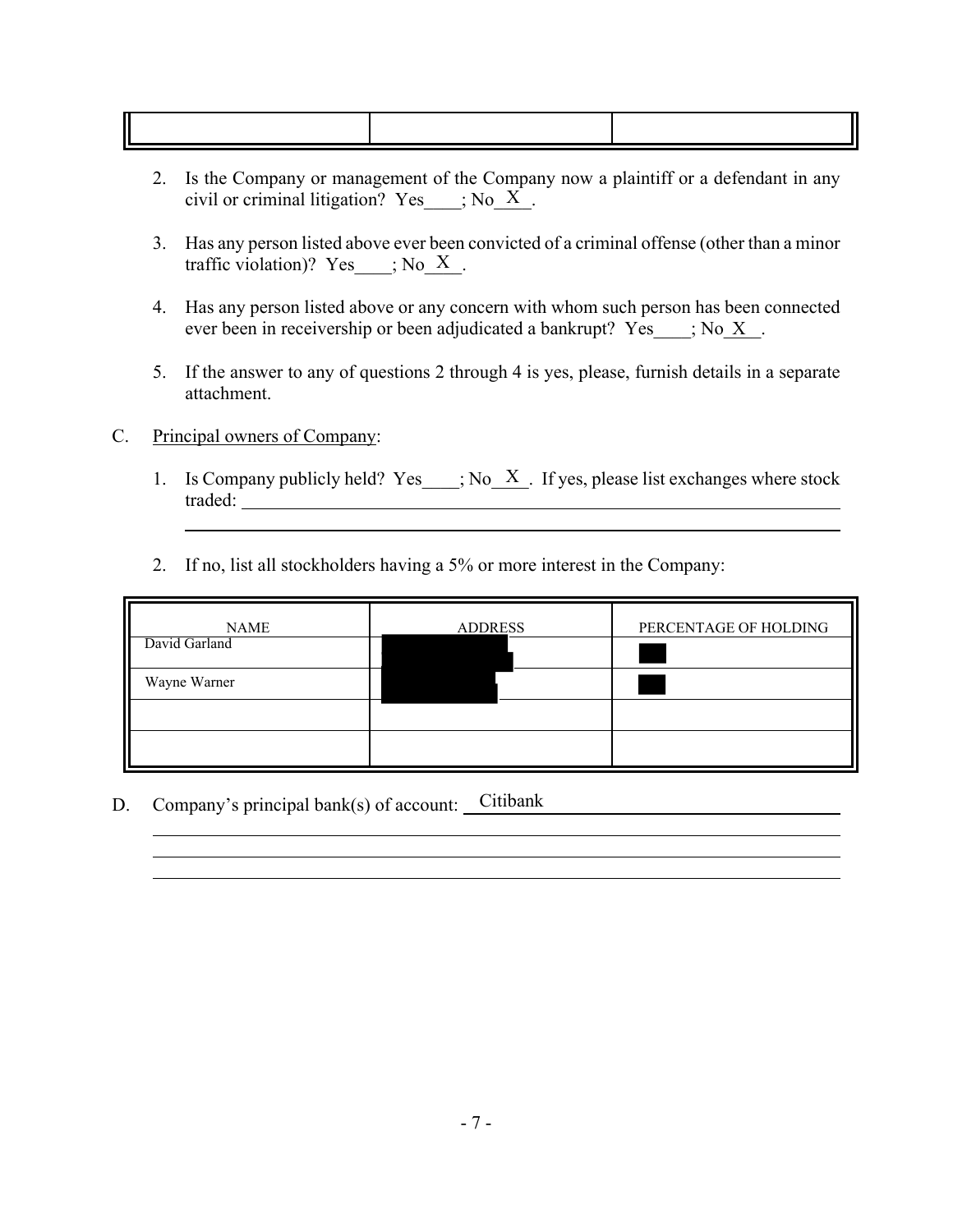| | | |
|---|---|---|
| | | |

2. Is the Company or management of the Company now a plaintiff or a defendant in any civil or criminal litigation? Yes____; No__X__.

3. Has any person listed above ever been convicted of a criminal offense (other than a minor traffic violation)? Yes____; No__X__.

4. Has any person listed above or any concern with whom such person has been connected ever been in receivership or been adjudicated a bankrupt? Yes____; No__X__.

5. If the answer to any of questions 2 through 4 is yes, please, furnish details in a separate attachment.

C. Principal owners of Company:

1. Is Company publicly held? Yes____; No__X__. If yes, please list exchanges where stock traded: ____________________

2. If no, list all stockholders having a 5% or more interest in the Company:

| NAME | ADDRESS | PERCENTAGE OF HOLDING |
|---|---|---|
| David Garland | [REDACTED] | [REDACTED] |
| Wayne Warner | [REDACTED] | [REDACTED] |
| | | |
| | | |

D. Company's principal bank(s) of account: Citibank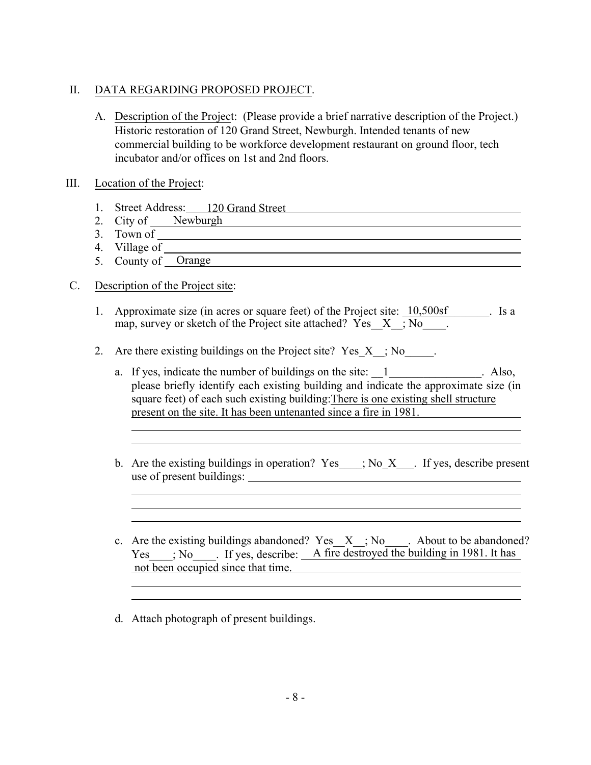II. <u>DATA REGARDING PROPOSED PROJECT</u>.

A. <u>Description of the Project</u>: (Please provide a brief narrative description of the Project.) Historic restoration of 120 Grand Street, Newburgh. Intended tenants of new commercial building to be workforce development restaurant on ground floor, tech incubator and/or offices on 1st and 2nd floors.

III. <u>Location of the Project</u>:

1. Street Address: 120 Grand Street
2. City of Newburgh
3. Town of ____________
4. Village of ____________
5. County of Orange

C. <u>Description of the Project site</u>:

1. Approximate size (in acres or square feet) of the Project site: 10,500sf. Is a map, survey or sketch of the Project site attached? Yes X ; No ____.

2. Are there existing buildings on the Project site? Yes X ; No ____.

   a. If yes, indicate the number of buildings on the site: 1. Also, please briefly identify each existing building and indicate the approximate size (in square feet) of each such existing building: There is one existing shell structure present on the site. It has been untenanted since a fire in 1981.

   b. Are the existing buildings in operation? Yes ____; No X . If yes, describe present use of present buildings: ____________

   c. Are the existing buildings abandoned? Yes X ; No ____. About to be abandoned? Yes ____; No ____. If yes, describe: A fire destroyed the building in 1981. It has not been occupied since that time.

   d. Attach photograph of present buildings.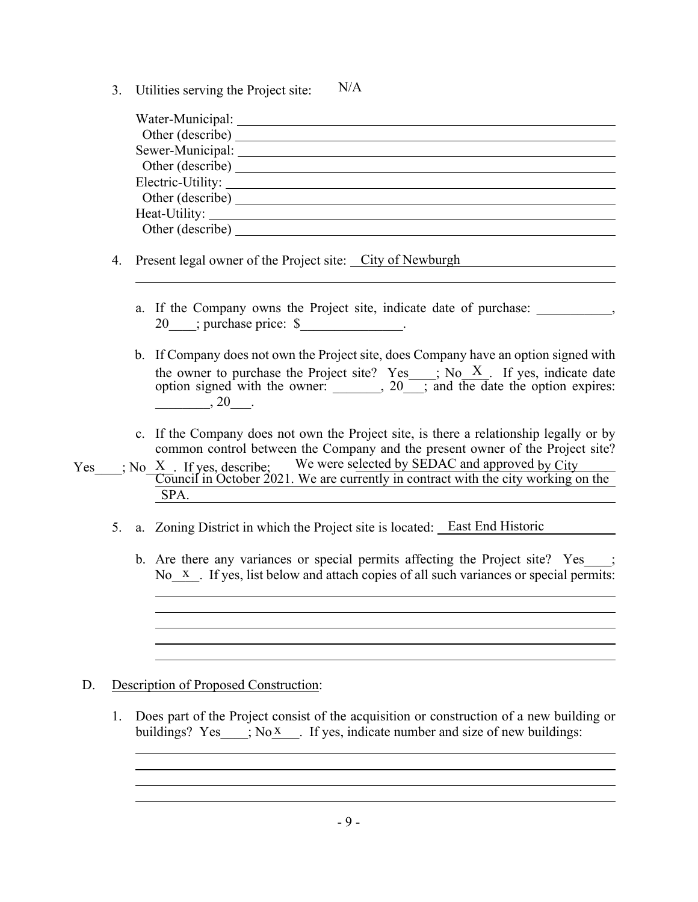3. Utilities serving the Project site: N/A

   Water-Municipal: ______________________________
   Other (describe) ______________________________
   Sewer-Municipal: ______________________________
   Other (describe) ______________________________
   Electric-Utility: ______________________________
   Other (describe) ______________________________
   Heat-Utility: ______________________________
   Other (describe) ______________________________

4. Present legal owner of the Project site: City of Newburgh

   a. If the Company owns the Project site, indicate date of purchase: ___________, 20____; purchase price: $_______________.

   b. If Company does not own the Project site, does Company have an option signed with the owner to purchase the Project site? Yes____; No X . If yes, indicate date option signed with the owner: _______, 20___; and the date the option expires: ________, 20___.

   c. If the Company does not own the Project site, is there a relationship legally or by common control between the Company and the present owner of the Project site? Yes____; No X . If yes, describe; We were selected by SEDAC and approved by City Council in October 2021. We are currently in contract with the city working on the SPA.

5. a. Zoning District in which the Project site is located: East End Historic

   b. Are there any variances or special permits affecting the Project site? Yes____; No x . If yes, list below and attach copies of all such variances or special permits:

D. Description of Proposed Construction:

1. Does part of the Project consist of the acquisition or construction of a new building or buildings? Yes____; No x . If yes, indicate number and size of new buildings: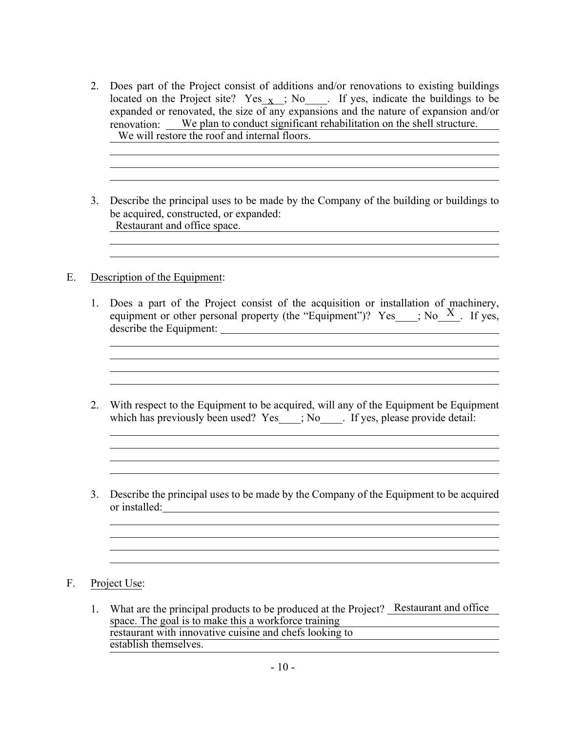2. Does part of the Project consist of additions and/or renovations to existing buildings located on the Project site? Yes\_x\_; No\_\_\_\_. If yes, indicate the buildings to be expanded or renovated, the size of any expansions and the nature of expansion and/or renovation: We plan to conduct significant rehabilitation on the shell structure. We will restore the roof and internal floors.

3. Describe the principal uses to be made by the Company of the building or buildings to be acquired, constructed, or expanded: Restaurant and office space.

E. Description of the Equipment:

1. Does a part of the Project consist of the acquisition or installation of machinery, equipment or other personal property (the "Equipment")? Yes\_\_\_\_; No\_X\_. If yes, describe the Equipment:

2. With respect to the Equipment to be acquired, will any of the Equipment be Equipment which has previously been used? Yes\_\_\_\_; No\_\_\_\_. If yes, please provide detail:

3. Describe the principal uses to be made by the Company of the Equipment to be acquired or installed:

F. Project Use:

1. What are the principal products to be produced at the Project? Restaurant and office space. The goal is to make this a workforce training restaurant with innovative cuisine and chefs looking to establish themselves.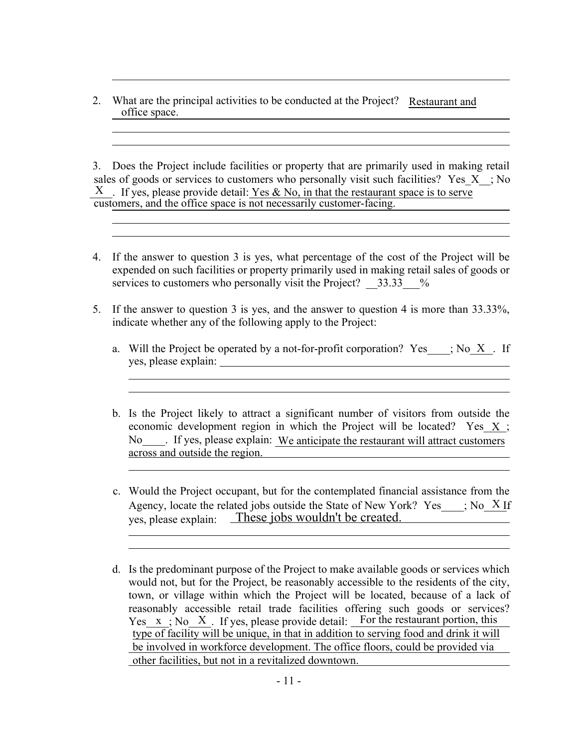2. What are the principal activities to be conducted at the Project? Restaurant and office space.

3. Does the Project include facilities or property that are primarily used in making retail sales of goods or services to customers who personally visit such facilities? Yes X ; No X . If yes, please provide detail: Yes & No, in that the restaurant space is to serve customers, and the office space is not necessarily customer-facing.

4. If the answer to question 3 is yes, what percentage of the cost of the Project will be expended on such facilities or property primarily used in making retail sales of goods or services to customers who personally visit the Project? 33.33 %

5. If the answer to question 3 is yes, and the answer to question 4 is more than 33.33%, indicate whether any of the following apply to the Project:

   a. Will the Project be operated by a not-for-profit corporation? Yes____; No X . If yes, please explain:

   b. Is the Project likely to attract a significant number of visitors from outside the economic development region in which the Project will be located? Yes X ; No____. If yes, please explain: We anticipate the restaurant will attract customers across and outside the region.

   c. Would the Project occupant, but for the contemplated financial assistance from the Agency, locate the related jobs outside the State of New York? Yes____; No X If yes, please explain: These jobs wouldn't be created.

   d. Is the predominant purpose of the Project to make available goods or services which would not, but for the Project, be reasonably accessible to the residents of the city, town, or village within which the Project will be located, because of a lack of reasonably accessible retail trade facilities offering such goods or services? Yes x ; No X . If yes, please provide detail: For the restaurant portion, this type of facility will be unique, in that in addition to serving food and drink it will be involved in workforce development. The office floors, could be provided via other facilities, but not in a revitalized downtown.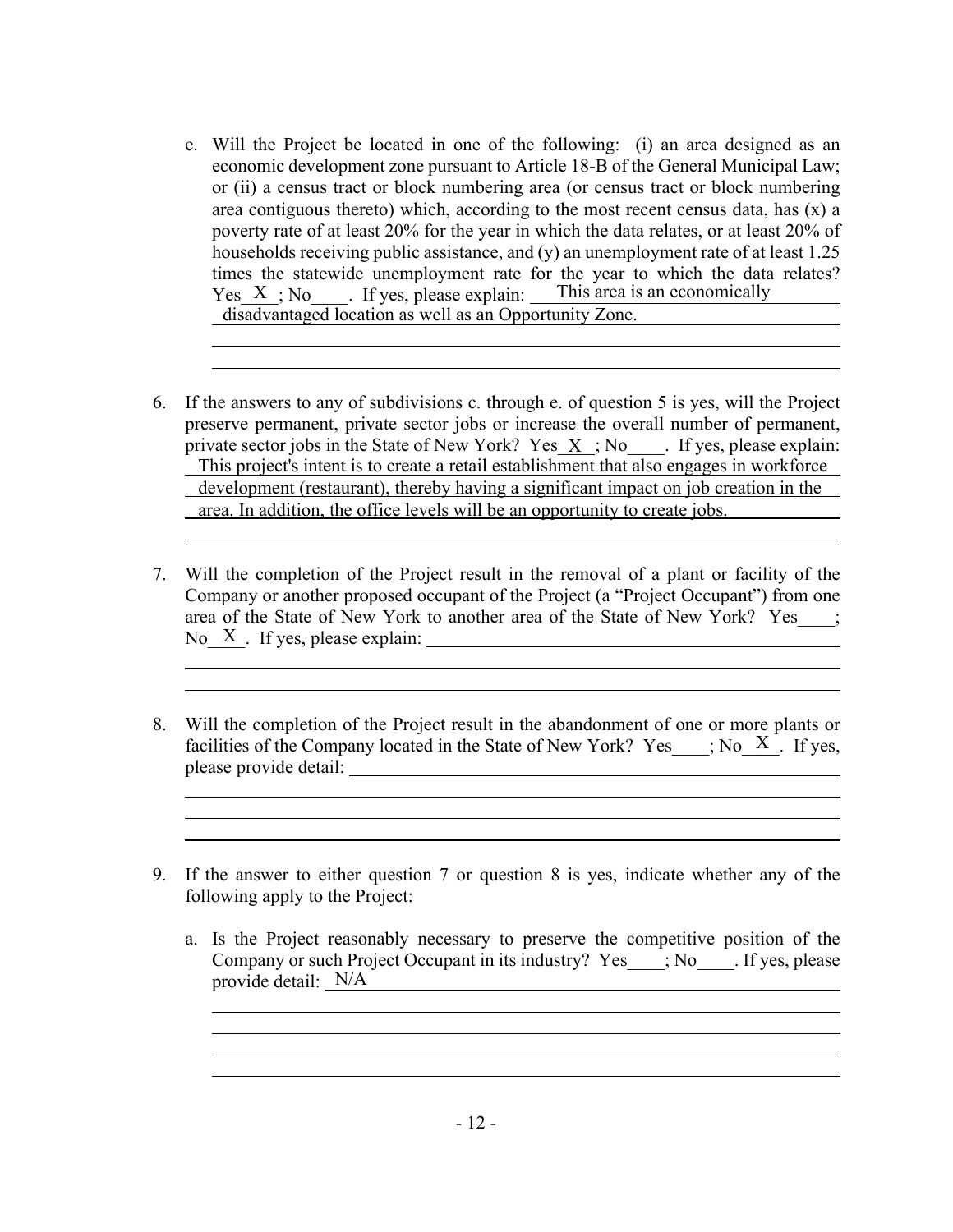e. Will the Project be located in one of the following: (i) an area designed as an economic development zone pursuant to Article 18-B of the General Municipal Law; or (ii) a census tract or block numbering area (or census tract or block numbering area contiguous thereto) which, according to the most recent census data, has (x) a poverty rate of at least 20% for the year in which the data relates, or at least 20% of households receiving public assistance, and (y) an unemployment rate of at least 1.25 times the statewide unemployment rate for the year to which the data relates? Yes X ; No ____. If yes, please explain: This area is an economically disadvantaged location as well as an Opportunity Zone.

6. If the answers to any of subdivisions c. through e. of question 5 is yes, will the Project preserve permanent, private sector jobs or increase the overall number of permanent, private sector jobs in the State of New York? Yes X ; No ____. If yes, please explain: This project's intent is to create a retail establishment that also engages in workforce development (restaurant), thereby having a significant impact on job creation in the area. In addition, the office levels will be an opportunity to create jobs.

7. Will the completion of the Project result in the removal of a plant or facility of the Company or another proposed occupant of the Project (a "Project Occupant") from one area of the State of New York to another area of the State of New York? Yes ____; No X . If yes, please explain: ____

8. Will the completion of the Project result in the abandonment of one or more plants or facilities of the Company located in the State of New York? Yes ____; No X . If yes, please provide detail: ____

9. If the answer to either question 7 or question 8 is yes, indicate whether any of the following apply to the Project:

   a. Is the Project reasonably necessary to preserve the competitive position of the Company or such Project Occupant in its industry? Yes ____; No ____. If yes, please provide detail: N/A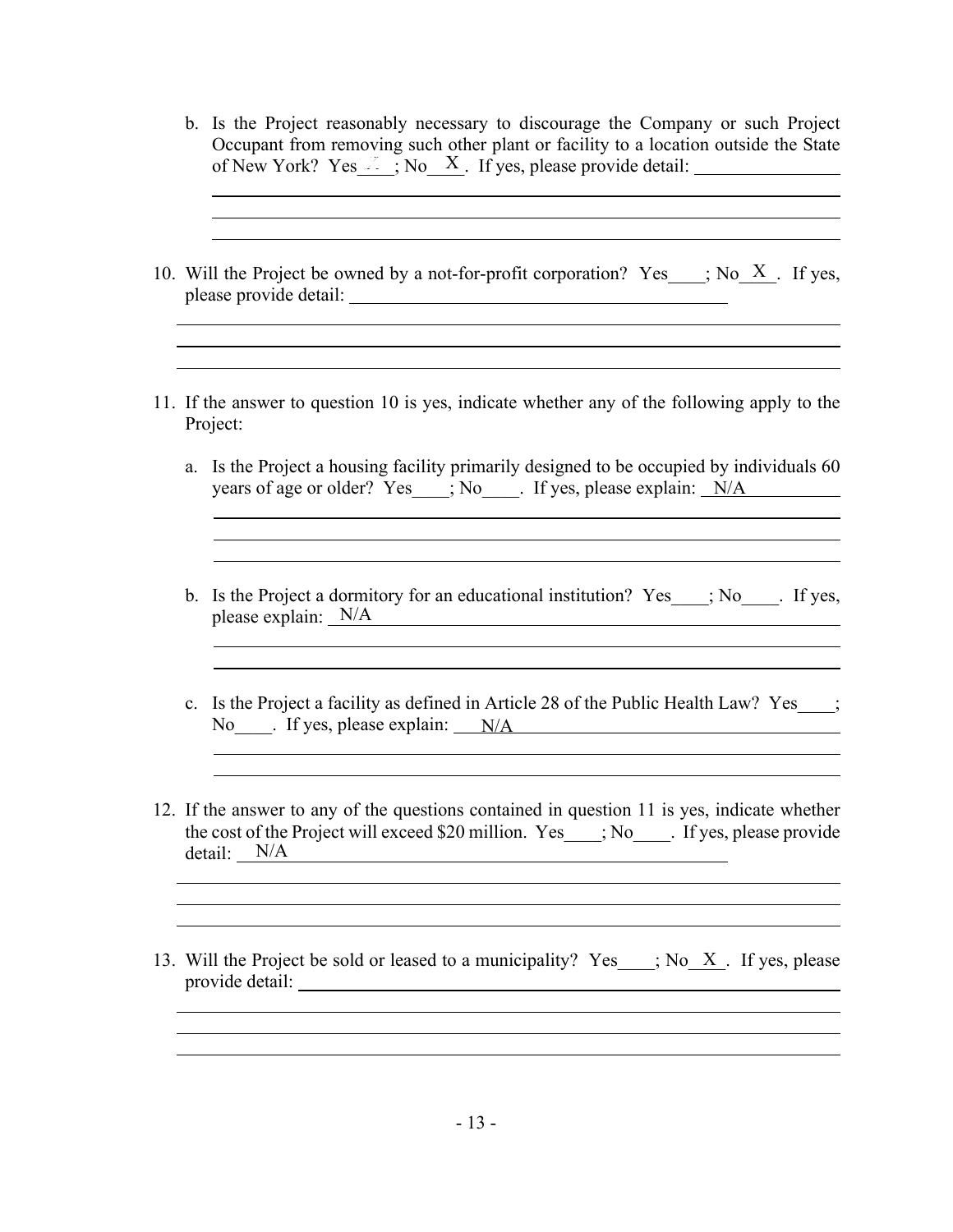b. Is the Project reasonably necessary to discourage the Company or such Project Occupant from removing such other plant or facility to a location outside the State of New York? Yes____; No__X__. If yes, please provide detail: ________________

________________________________________________________________________

________________________________________________________________________

________________________________________________________________________

10. Will the Project be owned by a not-for-profit corporation? Yes____; No__X__. If yes, please provide detail: ________________________________________

________________________________________________________________________

________________________________________________________________________

________________________________________________________________________

11. If the answer to question 10 is yes, indicate whether any of the following apply to the Project:

a. Is the Project a housing facility primarily designed to be occupied by individuals 60 years of age or older? Yes____; No____. If yes, please explain: N/A

________________________________________________________________________

________________________________________________________________________

________________________________________________________________________

b. Is the Project a dormitory for an educational institution? Yes____; No____. If yes, please explain: N/A

________________________________________________________________________

________________________________________________________________________

c. Is the Project a facility as defined in Article 28 of the Public Health Law? Yes____; No____. If yes, please explain: N/A

________________________________________________________________________

________________________________________________________________________

12. If the answer to any of the questions contained in question 11 is yes, indicate whether the cost of the Project will exceed $20 million. Yes____; No____. If yes, please provide detail: N/A

________________________________________________________________________

________________________________________________________________________

________________________________________________________________________

13. Will the Project be sold or leased to a municipality? Yes____; No__X__. If yes, please provide detail: ________________________________________

________________________________________________________________________

________________________________________________________________________

________________________________________________________________________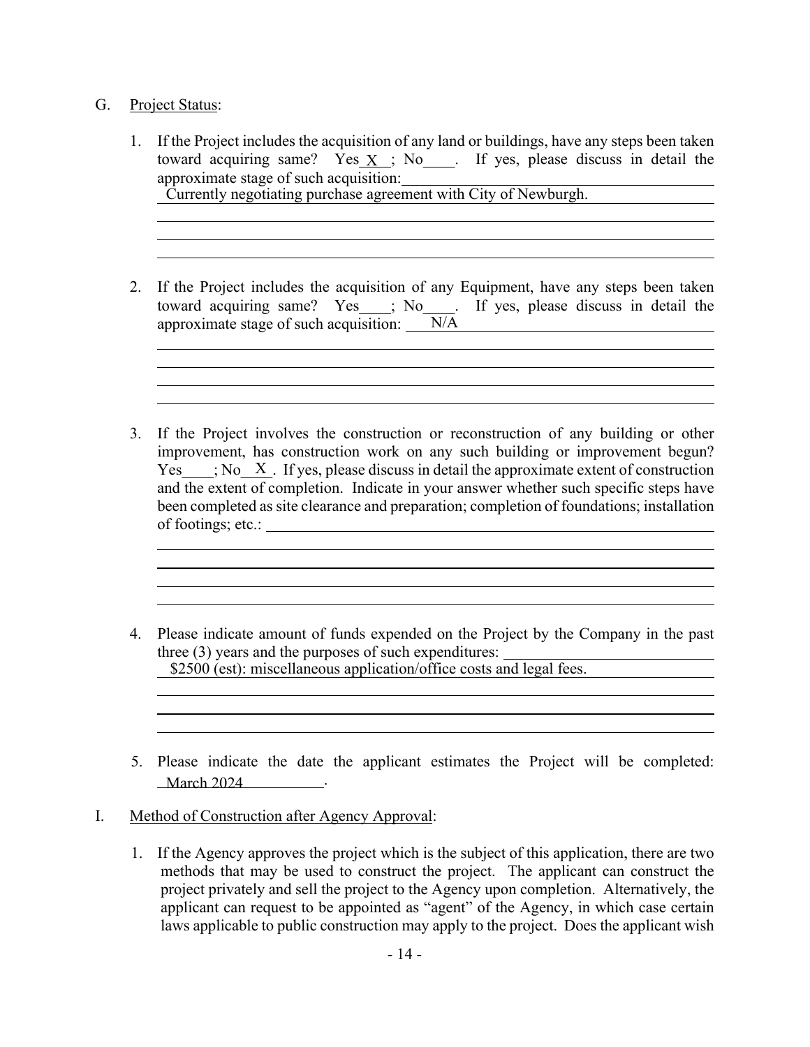G. Project Status:

1. If the Project includes the acquisition of any land or buildings, have any steps been taken toward acquiring same? Yes X ; No\_\_\_\_. If yes, please discuss in detail the approximate stage of such acquisition:
   Currently negotiating purchase agreement with City of Newburgh.

2. If the Project includes the acquisition of any Equipment, have any steps been taken toward acquiring same? Yes\_\_\_\_; No\_\_\_\_. If yes, please discuss in detail the approximate stage of such acquisition: N/A

3. If the Project involves the construction or reconstruction of any building or other improvement, has construction work on any such building or improvement begun? Yes\_\_\_\_; No X . If yes, please discuss in detail the approximate extent of construction and the extent of completion. Indicate in your answer whether such specific steps have been completed as site clearance and preparation; completion of foundations; installation of footings; etc.:

4. Please indicate amount of funds expended on the Project by the Company in the past three (3) years and the purposes of such expenditures:
   $2500 (est): miscellaneous application/office costs and legal fees.

5. Please indicate the date the applicant estimates the Project will be completed: March 2024.

I. Method of Construction after Agency Approval:

1. If the Agency approves the project which is the subject of this application, there are two methods that may be used to construct the project. The applicant can construct the project privately and sell the project to the Agency upon completion. Alternatively, the applicant can request to be appointed as "agent" of the Agency, in which case certain laws applicable to public construction may apply to the project. Does the applicant wish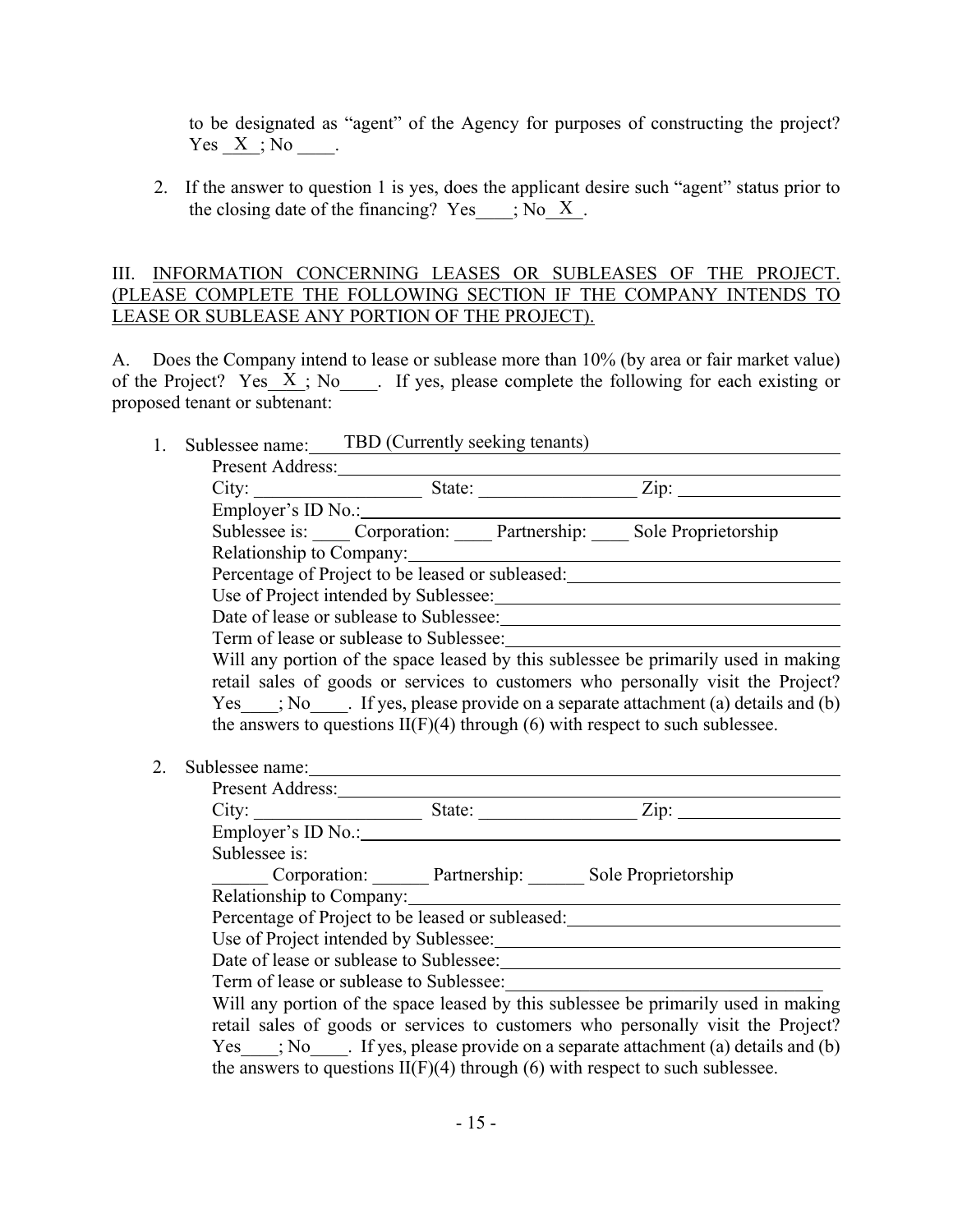to be designated as "agent" of the Agency for purposes of constructing the project? Yes \_X\_; No \_\_\_\_.

2. If the answer to question 1 is yes, does the applicant desire such "agent" status prior to the closing date of the financing? Yes\_\_\_\_; No\_X\_.

III. <u>INFORMATION CONCERNING LEASES OR SUBLEASES OF THE PROJECT. (PLEASE COMPLETE THE FOLLOWING SECTION IF THE COMPANY INTENDS TO LEASE OR SUBLEASE ANY PORTION OF THE PROJECT).</u>

A. Does the Company intend to lease or sublease more than 10% (by area or fair market value) of the Project? Yes\_X\_; No\_\_\_\_. If yes, please complete the following for each existing or proposed tenant or subtenant:

1. Sublessee name: TBD (Currently seeking tenants)
   Present Address:
   City: \_\_\_\_\_\_\_\_\_\_ State: \_\_\_\_\_\_\_\_\_\_ Zip: \_\_\_\_\_\_\_\_\_\_
   Employer's ID No.:
   Sublessee is: \_\_\_\_ Corporation: \_\_\_\_ Partnership: \_\_\_\_ Sole Proprietorship
   Relationship to Company:
   Percentage of Project to be leased or subleased:
   Use of Project intended by Sublessee:
   Date of lease or sublease to Sublessee:
   Term of lease or sublease to Sublessee:
   Will any portion of the space leased by this sublessee be primarily used in making retail sales of goods or services to customers who personally visit the Project? Yes\_\_\_\_; No\_\_\_\_. If yes, please provide on a separate attachment (a) details and (b) the answers to questions II(F)(4) through (6) with respect to such sublessee.

2. Sublessee name:
   Present Address:
   City: \_\_\_\_\_\_\_\_\_\_ State: \_\_\_\_\_\_\_\_\_\_ Zip: \_\_\_\_\_\_\_\_\_\_
   Employer's ID No.:
   Sublessee is:
   \_\_\_\_\_\_ Corporation: \_\_\_\_\_\_ Partnership: \_\_\_\_\_\_ Sole Proprietorship
   Relationship to Company:
   Percentage of Project to be leased or subleased:
   Use of Project intended by Sublessee:
   Date of lease or sublease to Sublessee:
   Term of lease or sublease to Sublessee:
   Will any portion of the space leased by this sublessee be primarily used in making retail sales of goods or services to customers who personally visit the Project? Yes\_\_\_\_; No\_\_\_\_. If yes, please provide on a separate attachment (a) details and (b) the answers to questions II(F)(4) through (6) with respect to such sublessee.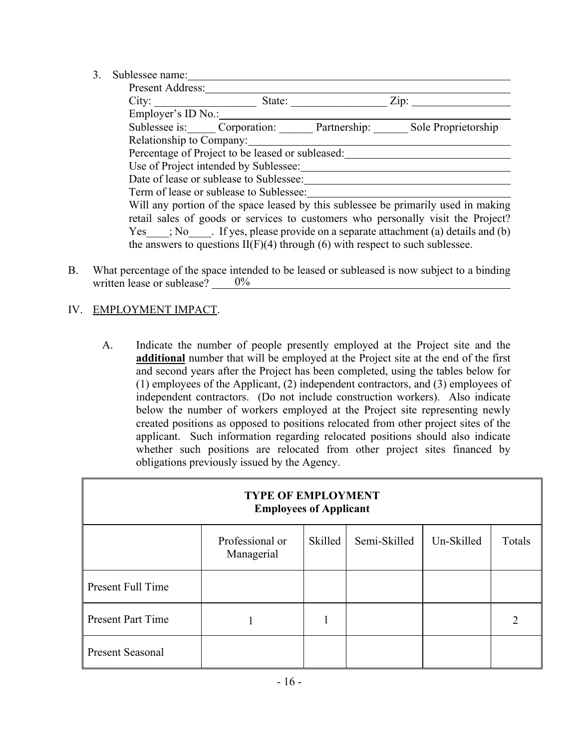3. Sublessee name: \_\_\_\_\_\_\_\_\_\_\_\_\_\_\_\_\_\_\_\_\_\_\_\_\_\_\_\_\_\_\_\_

   Present Address: \_\_\_\_\_\_\_\_\_\_\_\_\_\_\_\_\_\_\_\_\_\_\_\_\_\_\_\_\_\_\_\_

   City: \_\_\_\_\_\_\_\_\_\_\_\_\_\_\_\_\_\_ State: \_\_\_\_\_\_\_\_\_\_\_\_\_\_\_\_\_ Zip: \_\_\_\_\_\_\_\_\_\_\_\_\_\_\_\_\_\_

   Employer's ID No.: \_\_\_\_\_\_\_\_\_\_\_\_\_\_\_\_\_\_\_\_\_\_\_\_\_\_\_\_\_\_\_\_

   Sublessee is:\_\_\_\_\_ Corporation: \_\_\_\_\_\_ Partnership: \_\_\_\_\_\_ Sole Proprietorship

   Relationship to Company: \_\_\_\_\_\_\_\_\_\_\_\_\_\_\_\_\_\_\_\_\_\_\_\_\_\_\_\_\_\_\_\_

   Percentage of Project to be leased or subleased: \_\_\_\_\_\_\_\_\_\_\_\_\_\_\_\_\_\_\_\_\_\_\_\_\_\_\_\_\_\_\_\_

   Use of Project intended by Sublessee: \_\_\_\_\_\_\_\_\_\_\_\_\_\_\_\_\_\_\_\_\_\_\_\_\_\_\_\_\_\_\_\_

   Date of lease or sublease to Sublessee: \_\_\_\_\_\_\_\_\_\_\_\_\_\_\_\_\_\_\_\_\_\_\_\_\_\_\_\_\_\_\_\_

   Term of lease or sublease to Sublessee: \_\_\_\_\_\_\_\_\_\_\_\_\_\_\_\_\_\_\_\_\_\_\_\_\_\_\_\_\_\_\_\_

   Will any portion of the space leased by this sublessee be primarily used in making retail sales of goods or services to customers who personally visit the Project? Yes\_\_\_\_; No\_\_\_\_. If yes, please provide on a separate attachment (a) details and (b) the answers to questions II(F)(4) through (6) with respect to such sublessee.

B. What percentage of the space intended to be leased or subleased is now subject to a binding written lease or sublease? 0%

## IV. EMPLOYMENT IMPACT.

A. Indicate the number of people presently employed at the Project site and the **additional** number that will be employed at the Project site at the end of the first and second years after the Project has been completed, using the tables below for (1) employees of the Applicant, (2) independent contractors, and (3) employees of independent contractors. (Do not include construction workers). Also indicate below the number of workers employed at the Project site representing newly created positions as opposed to positions relocated from other project sites of the applicant. Such information regarding relocated positions should also indicate whether such positions are relocated from other project sites financed by obligations previously issued by the Agency.

| **TYPE OF EMPLOYMENT Employees of Applicant** | | | | | |
|---|---|---|---|---|---|
| | Professional or Managerial | Skilled | Semi-Skilled | Un-Skilled | Totals |
| Present Full Time | | | | | |
| Present Part Time | 1 | 1 | | | 2 |
| Present Seasonal | | | | | |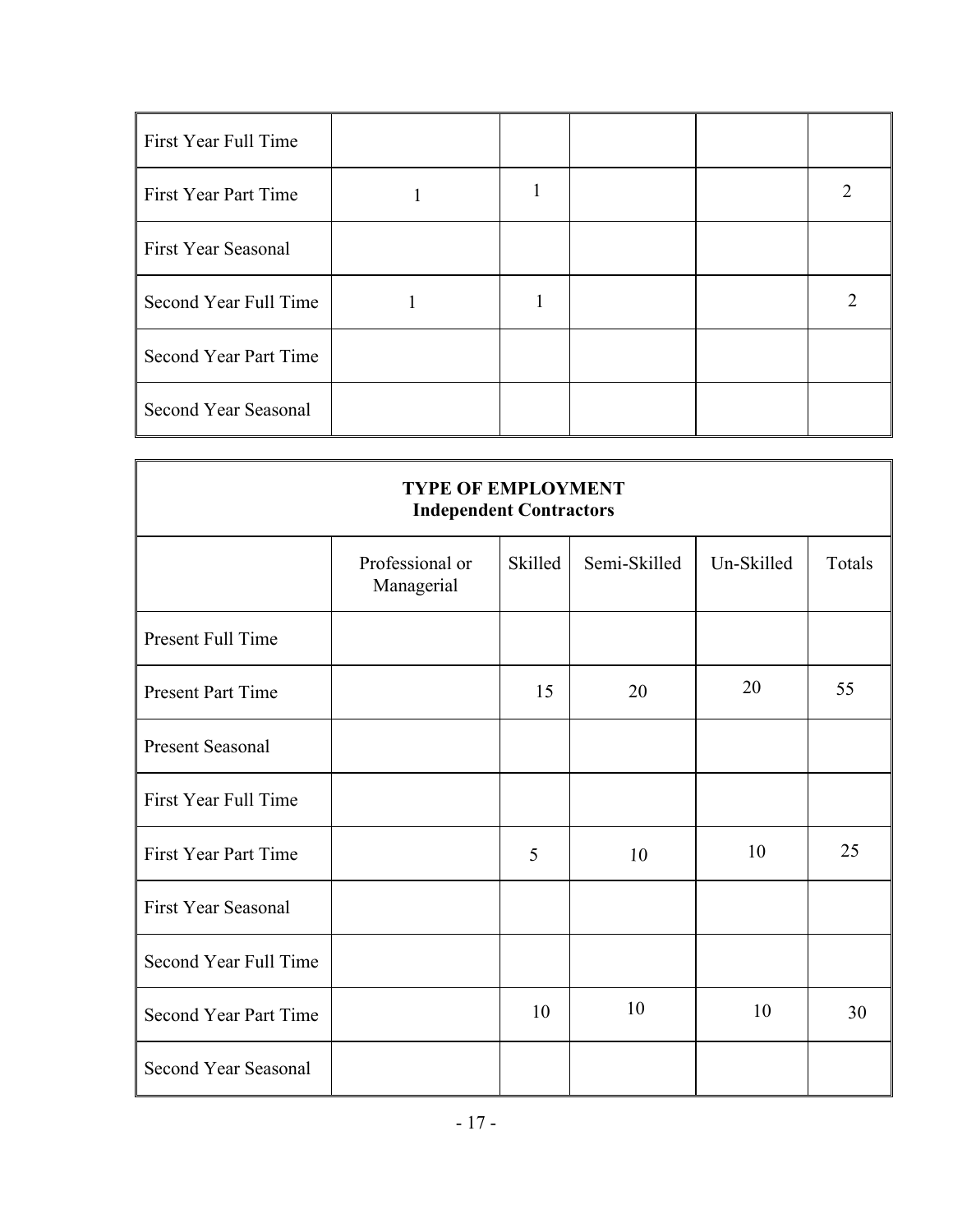| | | | | | |
|---|---|---|---|---|---|
| First Year Full Time | | | | | |
| First Year Part Time | 1 | 1 | | | 2 |
| First Year Seasonal | | | | | |
| Second Year Full Time | 1 | 1 | | | 2 |
| Second Year Part Time | | | | | |
| Second Year Seasonal | | | | | |

| **TYPE OF EMPLOYMENT Independent Contractors** | | | | | |
|---|---|---|---|---|---|
| | Professional or Managerial | Skilled | Semi-Skilled | Un-Skilled | Totals |
| Present Full Time | | | | | |
| Present Part Time | | 15 | 20 | 20 | 55 |
| Present Seasonal | | | | | |
| First Year Full Time | | | | | |
| First Year Part Time | | 5 | 10 | 10 | 25 |
| First Year Seasonal | | | | | |
| Second Year Full Time | | | | | |
| Second Year Part Time | | 10 | 10 | 10 | 30 |
| Second Year Seasonal | | | | | |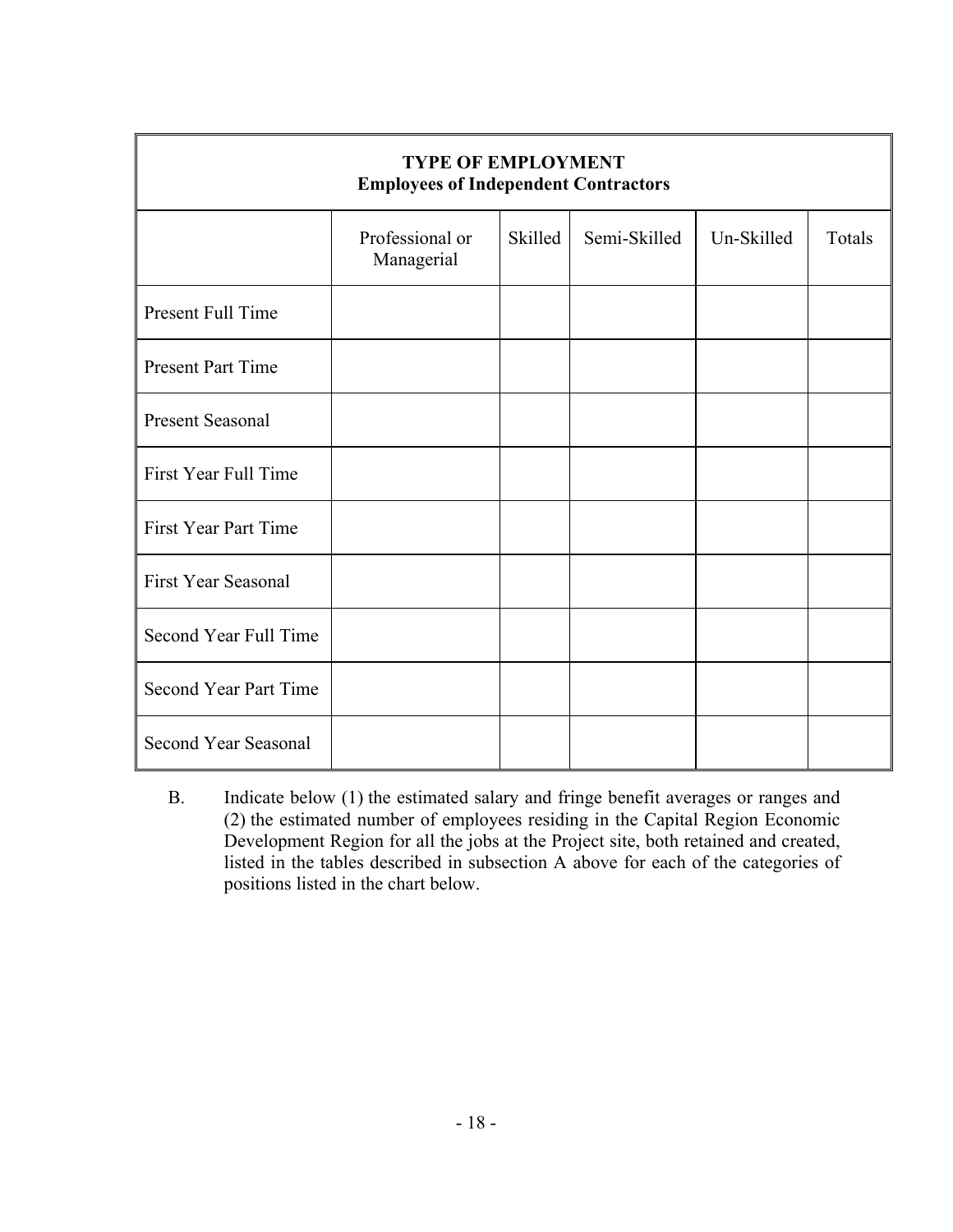| TYPE OF EMPLOYMENT<br>Employees of Independent Contractors | | | | | |
|---|---|---|---|---|---|
| | Professional or Managerial | Skilled | Semi-Skilled | Un-Skilled | Totals |
| Present Full Time | | | | | |
| Present Part Time | | | | | |
| Present Seasonal | | | | | |
| First Year Full Time | | | | | |
| First Year Part Time | | | | | |
| First Year Seasonal | | | | | |
| Second Year Full Time | | | | | |
| Second Year Part Time | | | | | |
| Second Year Seasonal | | | | | |

B. Indicate below (1) the estimated salary and fringe benefit averages or ranges and (2) the estimated number of employees residing in the Capital Region Economic Development Region for all the jobs at the Project site, both retained and created, listed in the tables described in subsection A above for each of the categories of positions listed in the chart below.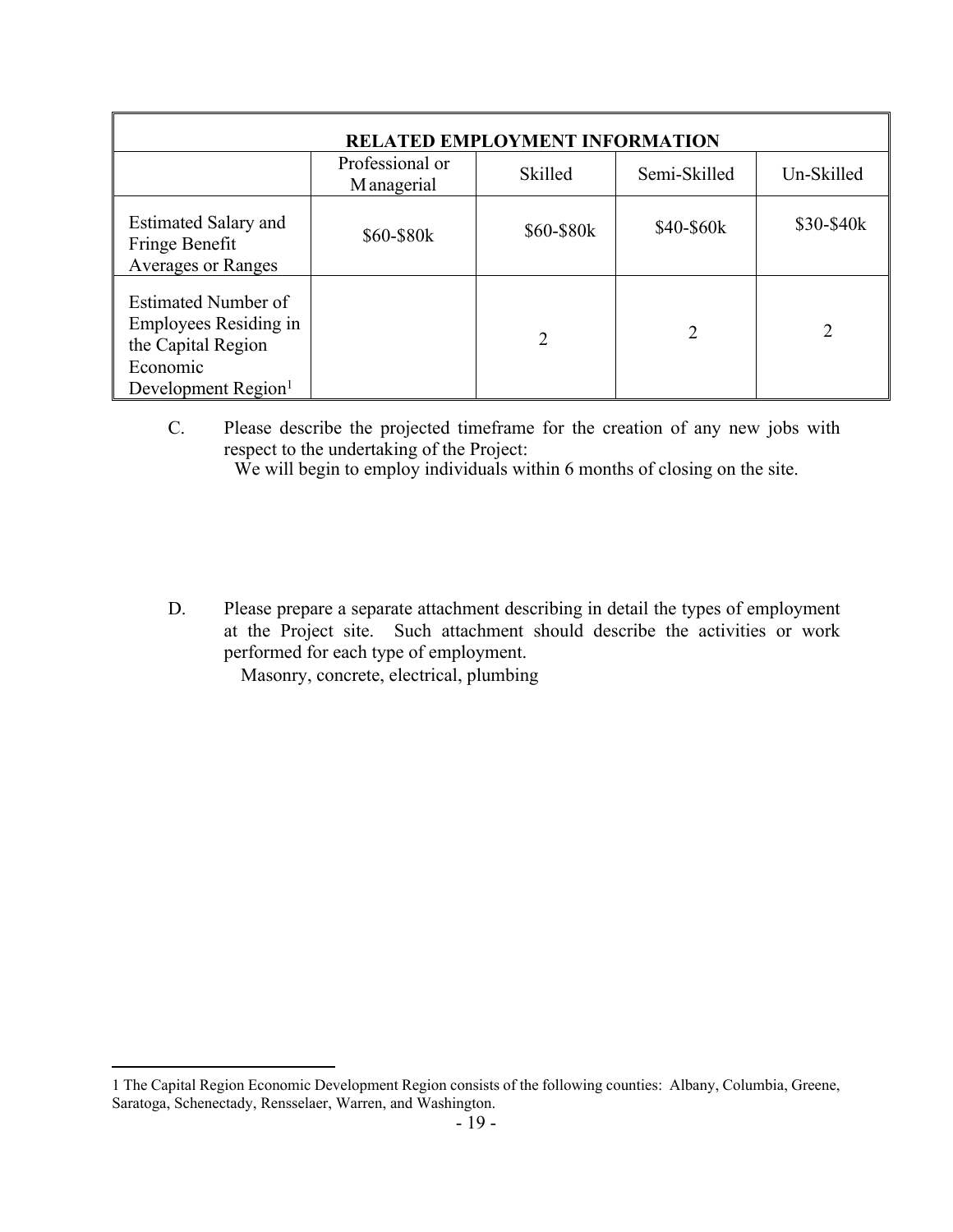| RELATED EMPLOYMENT INFORMATION | | | | |
|---|---|---|---|---|
| | Professional or Managerial | Skilled | Semi-Skilled | Un-Skilled |
| Estimated Salary and Fringe Benefit Averages or Ranges | \$60-\$80k | \$60-\$80k | \$40-\$60k | \$30-\$40k |
| Estimated Number of Employees Residing in the Capital Region Economic Development Region[1] | | 2 | 2 | 2 |

C. Please describe the projected timeframe for the creation of any new jobs with respect to the undertaking of the Project:

We will begin to employ individuals within 6 months of closing on the site.

D. Please prepare a separate attachment describing in detail the types of employment at the Project site. Such attachment should describe the activities or work performed for each type of employment.

Masonry, concrete, electrical, plumbing

---

1 The Capital Region Economic Development Region consists of the following counties: Albany, Columbia, Greene, Saratoga, Schenectady, Rensselaer, Warren, and Washington.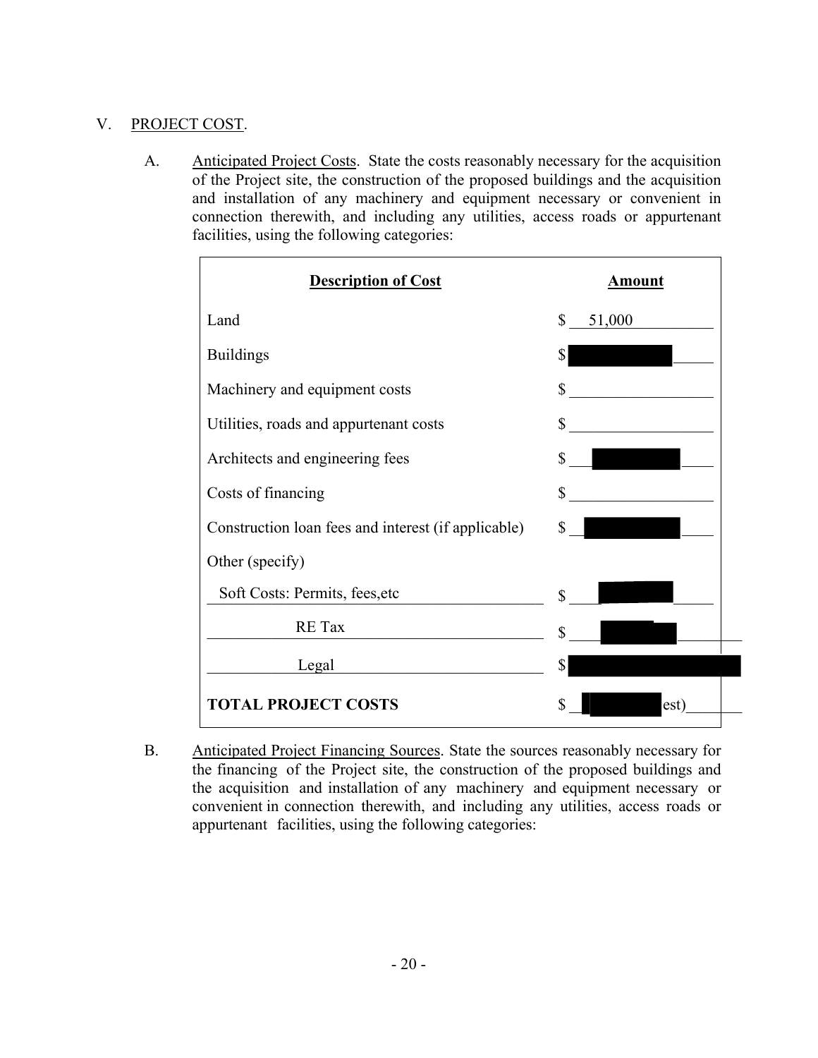## V. PROJECT COST.

A. Anticipated Project Costs. State the costs reasonably necessary for the acquisition of the Project site, the construction of the proposed buildings and the acquisition and installation of any machinery and equipment necessary or convenient in connection therewith, and including any utilities, access roads or appurtenant facilities, using the following categories:

| Description of Cost | Amount |
|---|---|
| Land | $ 51,000 |
| Buildings | $ [REDACTED] |
| Machinery and equipment costs | $ |
| Utilities, roads and appurtenant costs | $ |
| Architects and engineering fees | $ [REDACTED] |
| Costs of financing | $ |
| Construction loan fees and interest (if applicable) | $ [REDACTED] |
| Other (specify) | |
| Soft Costs: Permits, fees,etc | $ [REDACTED] |
| RE Tax | $ [REDACTED] |
| Legal | $ [REDACTED] |
| **TOTAL PROJECT COSTS** | $ [REDACTED] est) |

B. Anticipated Project Financing Sources. State the sources reasonably necessary for the financing of the Project site, the construction of the proposed buildings and the acquisition and installation of any machinery and equipment necessary or convenient in connection therewith, and including any utilities, access roads or appurtenant facilities, using the following categories: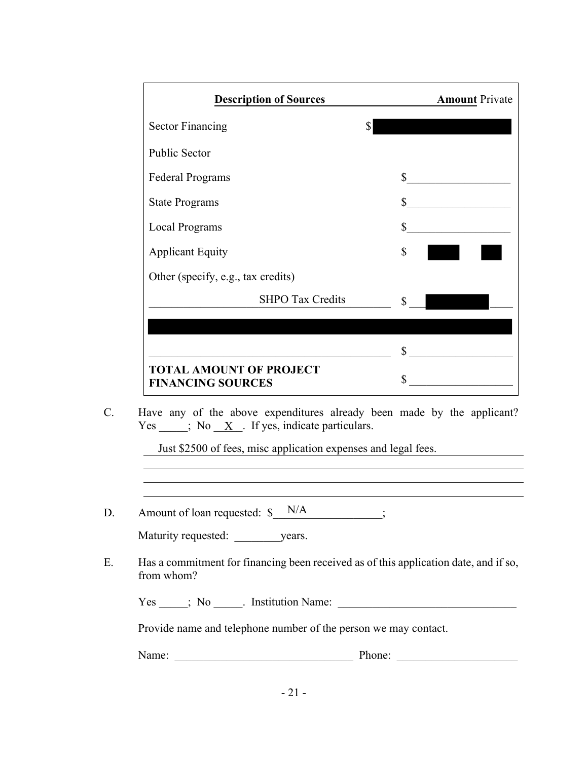| Description of Sources | Amount |
| --- | --- |
| Private Sector Financing | $ [REDACTED] |
| Public Sector | |
| Federal Programs | $ |
| State Programs | $ |
| Local Programs | $ |
| Applicant Equity | $ [REDACTED] [REDACTED] |
| Other (specify, e.g., tax credits) | |
| SHPO Tax Credits | $ [REDACTED] |
| [REDACTED] | |
| | $ |
| **TOTAL AMOUNT OF PROJECT FINANCING SOURCES** | $ |

C. Have any of the above expenditures already been made by the applicant? Yes _____; No __X__. If yes, indicate particulars.

Just $2500 of fees, misc application expenses and legal fees.

D. Amount of loan requested: $ N/A ;

Maturity requested: ________ years.

E. Has a commitment for financing been received as of this application date, and if so, from whom?

Yes _____; No _____. Institution Name: ______________________________

Provide name and telephone number of the person we may contact.

Name: ______________________________ Phone: ____________________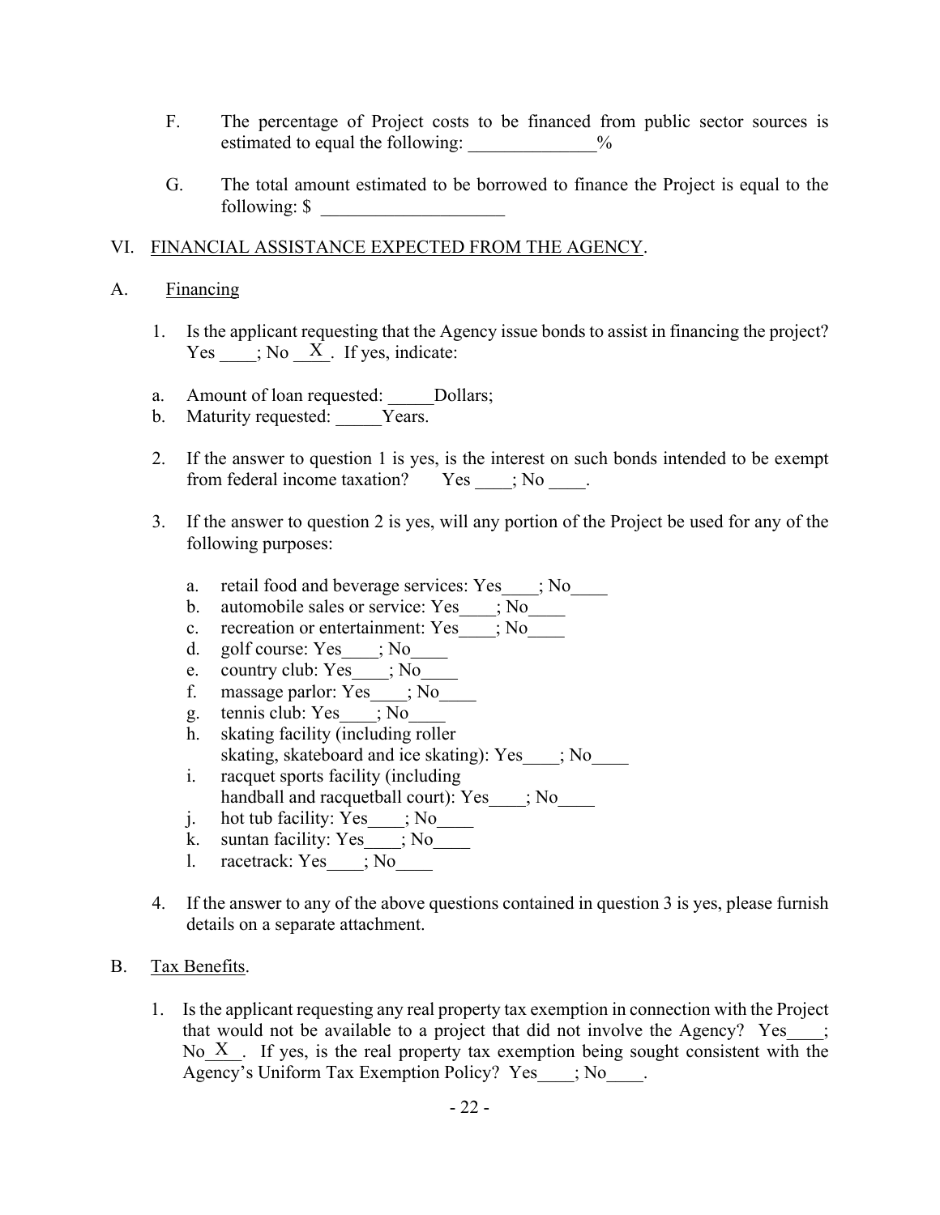F. The percentage of Project costs to be financed from public sector sources is estimated to equal the following: ______________%

G. The total amount estimated to be borrowed to finance the Project is equal to the following: $ ____________________

## VI. FINANCIAL ASSISTANCE EXPECTED FROM THE AGENCY.

### A. Financing

1. Is the applicant requesting that the Agency issue bonds to assist in financing the project? Yes ____; No __X__. If yes, indicate:

   a. Amount of loan requested: _____Dollars;
   b. Maturity requested: _____Years.

2. If the answer to question 1 is yes, is the interest on such bonds intended to be exempt from federal income taxation? Yes ____; No ____.

3. If the answer to question 2 is yes, will any portion of the Project be used for any of the following purposes:

   a. retail food and beverage services: Yes____; No____
   b. automobile sales or service: Yes____; No____
   c. recreation or entertainment: Yes____; No____
   d. golf course: Yes____; No____
   e. country club: Yes____; No____
   f. massage parlor: Yes____; No____
   g. tennis club: Yes____; No____
   h. skating facility (including roller skating, skateboard and ice skating): Yes____; No____
   i. racquet sports facility (including handball and racquetball court): Yes____; No____
   j. hot tub facility: Yes____; No____
   k. suntan facility: Yes____; No____
   l. racetrack: Yes____; No____

4. If the answer to any of the above questions contained in question 3 is yes, please furnish details on a separate attachment.

### B. Tax Benefits.

1. Is the applicant requesting any real property tax exemption in connection with the Project that would not be available to a project that did not involve the Agency? Yes____; No__X__. If yes, is the real property tax exemption being sought consistent with the Agency's Uniform Tax Exemption Policy? Yes____; No____.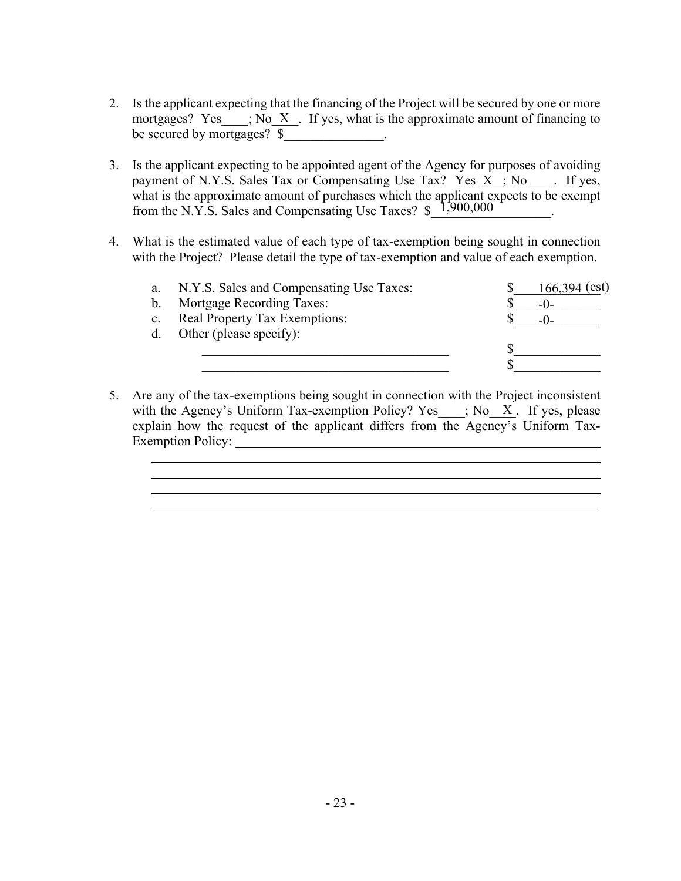2. Is the applicant expecting that the financing of the Project will be secured by one or more mortgages? Yes____; No__X__. If yes, what is the approximate amount of financing to be secured by mortgages? $_______________.

3. Is the applicant expecting to be appointed agent of the Agency for purposes of avoiding payment of N.Y.S. Sales Tax or Compensating Use Tax? Yes__X__; No____. If yes, what is the approximate amount of purchases which the applicant expects to be exempt from the N.Y.S. Sales and Compensating Use Taxes? $__1,900,000__________.

4. What is the estimated value of each type of tax-exemption being sought in connection with the Project? Please detail the type of tax-exemption and value of each exemption.

| | | |
|---|---|---|
| a. | N.Y.S. Sales and Compensating Use Taxes: | $ 166,394 (est) |
| b. | Mortgage Recording Taxes: | $ -0- |
| c. | Real Property Tax Exemptions: | $ -0- |
| d. | Other (please specify): | |
| | _______________________________ | $____________ |
| | _______________________________ | $____________ |

5. Are any of the tax-exemptions being sought in connection with the Project inconsistent with the Agency's Uniform Tax-exemption Policy? Yes____; No__X__. If yes, please explain how the request of the applicant differs from the Agency's Uniform Tax-Exemption Policy: ______________________________________________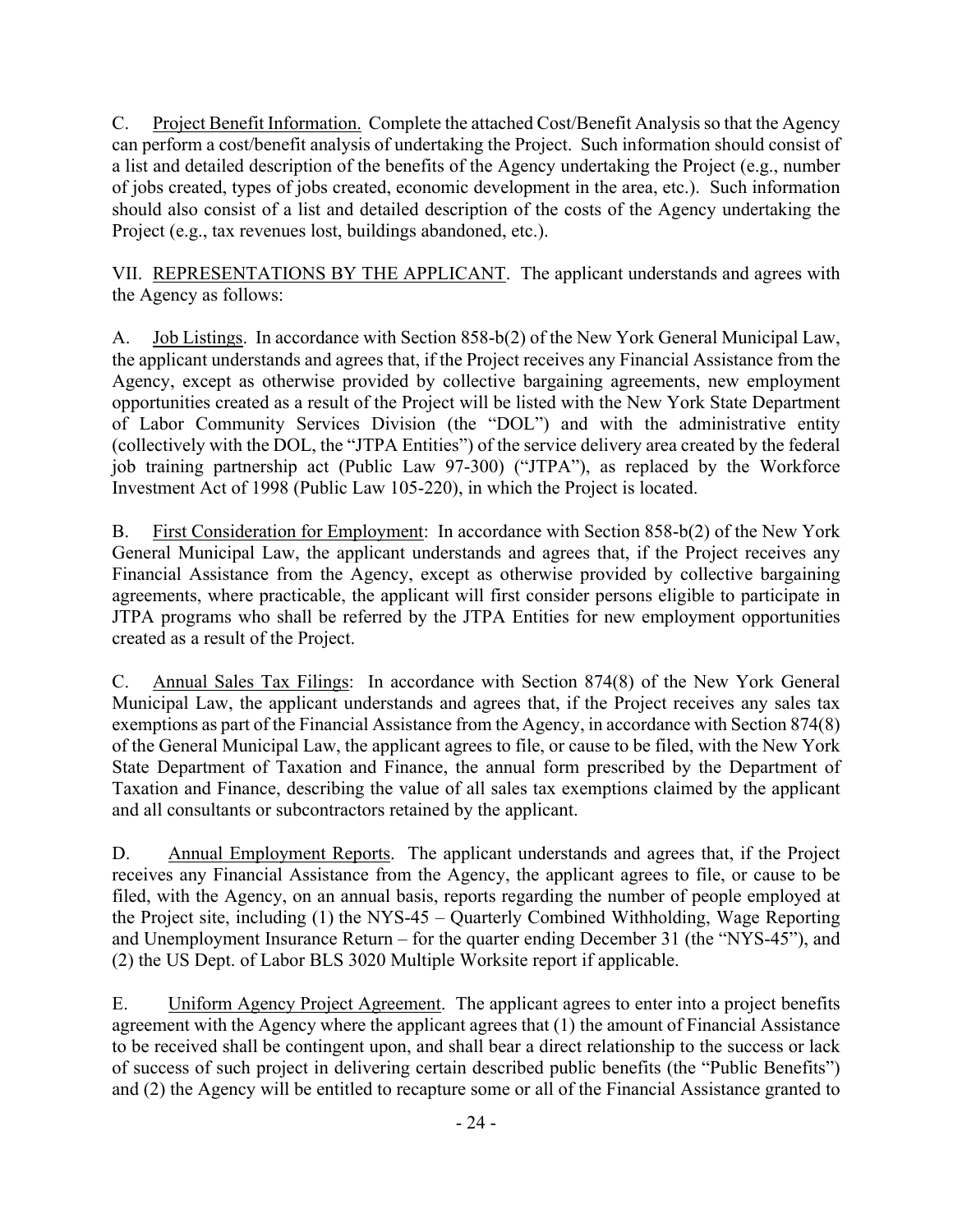C. Project Benefit Information. Complete the attached Cost/Benefit Analysis so that the Agency can perform a cost/benefit analysis of undertaking the Project. Such information should consist of a list and detailed description of the benefits of the Agency undertaking the Project (e.g., number of jobs created, types of jobs created, economic development in the area, etc.). Such information should also consist of a list and detailed description of the costs of the Agency undertaking the Project (e.g., tax revenues lost, buildings abandoned, etc.).

VII. REPRESENTATIONS BY THE APPLICANT. The applicant understands and agrees with the Agency as follows:

A. Job Listings. In accordance with Section 858-b(2) of the New York General Municipal Law, the applicant understands and agrees that, if the Project receives any Financial Assistance from the Agency, except as otherwise provided by collective bargaining agreements, new employment opportunities created as a result of the Project will be listed with the New York State Department of Labor Community Services Division (the "DOL") and with the administrative entity (collectively with the DOL, the "JTPA Entities") of the service delivery area created by the federal job training partnership act (Public Law 97-300) ("JTPA"), as replaced by the Workforce Investment Act of 1998 (Public Law 105-220), in which the Project is located.

B. First Consideration for Employment: In accordance with Section 858-b(2) of the New York General Municipal Law, the applicant understands and agrees that, if the Project receives any Financial Assistance from the Agency, except as otherwise provided by collective bargaining agreements, where practicable, the applicant will first consider persons eligible to participate in JTPA programs who shall be referred by the JTPA Entities for new employment opportunities created as a result of the Project.

C. Annual Sales Tax Filings: In accordance with Section 874(8) of the New York General Municipal Law, the applicant understands and agrees that, if the Project receives any sales tax exemptions as part of the Financial Assistance from the Agency, in accordance with Section 874(8) of the General Municipal Law, the applicant agrees to file, or cause to be filed, with the New York State Department of Taxation and Finance, the annual form prescribed by the Department of Taxation and Finance, describing the value of all sales tax exemptions claimed by the applicant and all consultants or subcontractors retained by the applicant.

D. Annual Employment Reports. The applicant understands and agrees that, if the Project receives any Financial Assistance from the Agency, the applicant agrees to file, or cause to be filed, with the Agency, on an annual basis, reports regarding the number of people employed at the Project site, including (1) the NYS-45 – Quarterly Combined Withholding, Wage Reporting and Unemployment Insurance Return – for the quarter ending December 31 (the "NYS-45"), and (2) the US Dept. of Labor BLS 3020 Multiple Worksite report if applicable.

E. Uniform Agency Project Agreement. The applicant agrees to enter into a project benefits agreement with the Agency where the applicant agrees that (1) the amount of Financial Assistance to be received shall be contingent upon, and shall bear a direct relationship to the success or lack of success of such project in delivering certain described public benefits (the "Public Benefits") and (2) the Agency will be entitled to recapture some or all of the Financial Assistance granted to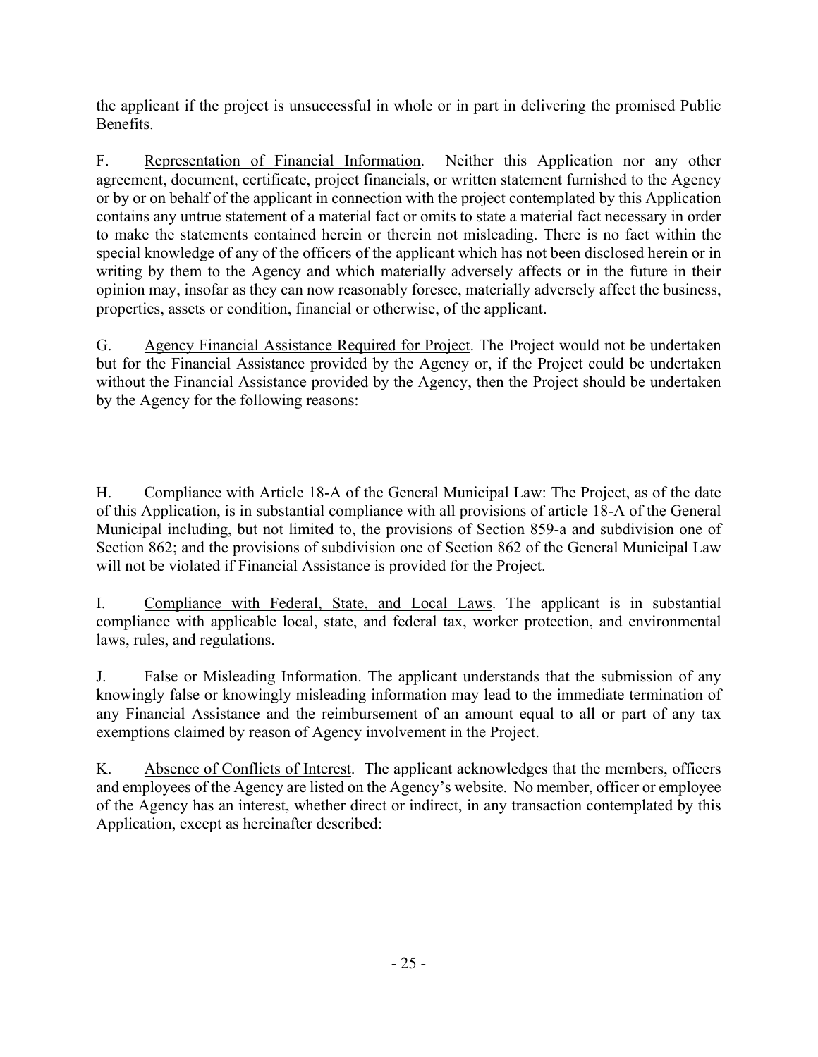the applicant if the project is unsuccessful in whole or in part in delivering the promised Public Benefits.

F. Representation of Financial Information. Neither this Application nor any other agreement, document, certificate, project financials, or written statement furnished to the Agency or by or on behalf of the applicant in connection with the project contemplated by this Application contains any untrue statement of a material fact or omits to state a material fact necessary in order to make the statements contained herein or therein not misleading. There is no fact within the special knowledge of any of the officers of the applicant which has not been disclosed herein or in writing by them to the Agency and which materially adversely affects or in the future in their opinion may, insofar as they can now reasonably foresee, materially adversely affect the business, properties, assets or condition, financial or otherwise, of the applicant.

G. Agency Financial Assistance Required for Project. The Project would not be undertaken but for the Financial Assistance provided by the Agency or, if the Project could be undertaken without the Financial Assistance provided by the Agency, then the Project should be undertaken by the Agency for the following reasons:

H. Compliance with Article 18-A of the General Municipal Law: The Project, as of the date of this Application, is in substantial compliance with all provisions of article 18-A of the General Municipal including, but not limited to, the provisions of Section 859-a and subdivision one of Section 862; and the provisions of subdivision one of Section 862 of the General Municipal Law will not be violated if Financial Assistance is provided for the Project.

I. Compliance with Federal, State, and Local Laws. The applicant is in substantial compliance with applicable local, state, and federal tax, worker protection, and environmental laws, rules, and regulations.

J. False or Misleading Information. The applicant understands that the submission of any knowingly false or knowingly misleading information may lead to the immediate termination of any Financial Assistance and the reimbursement of an amount equal to all or part of any tax exemptions claimed by reason of Agency involvement in the Project.

K. Absence of Conflicts of Interest. The applicant acknowledges that the members, officers and employees of the Agency are listed on the Agency's website. No member, officer or employee of the Agency has an interest, whether direct or indirect, in any transaction contemplated by this Application, except as hereinafter described: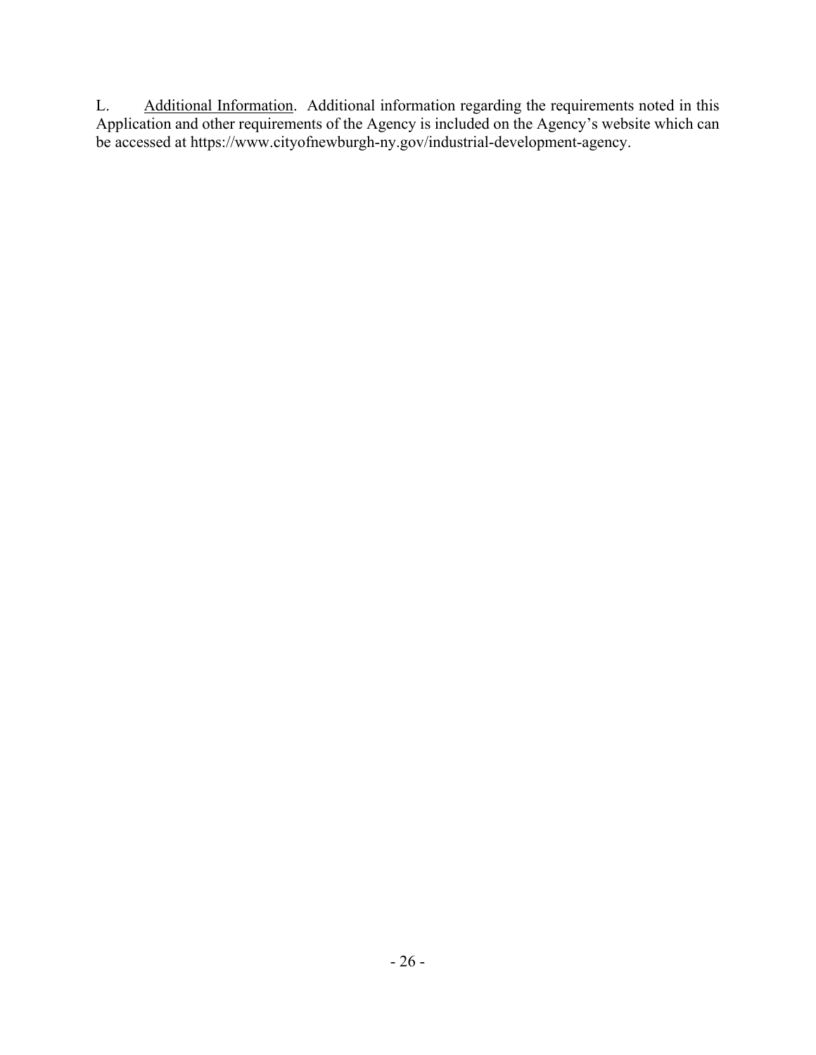L. <u>Additional Information</u>. Additional information regarding the requirements noted in this Application and other requirements of the Agency is included on the Agency's website which can be accessed at https://www.cityofnewburgh-ny.gov/industrial-development-agency.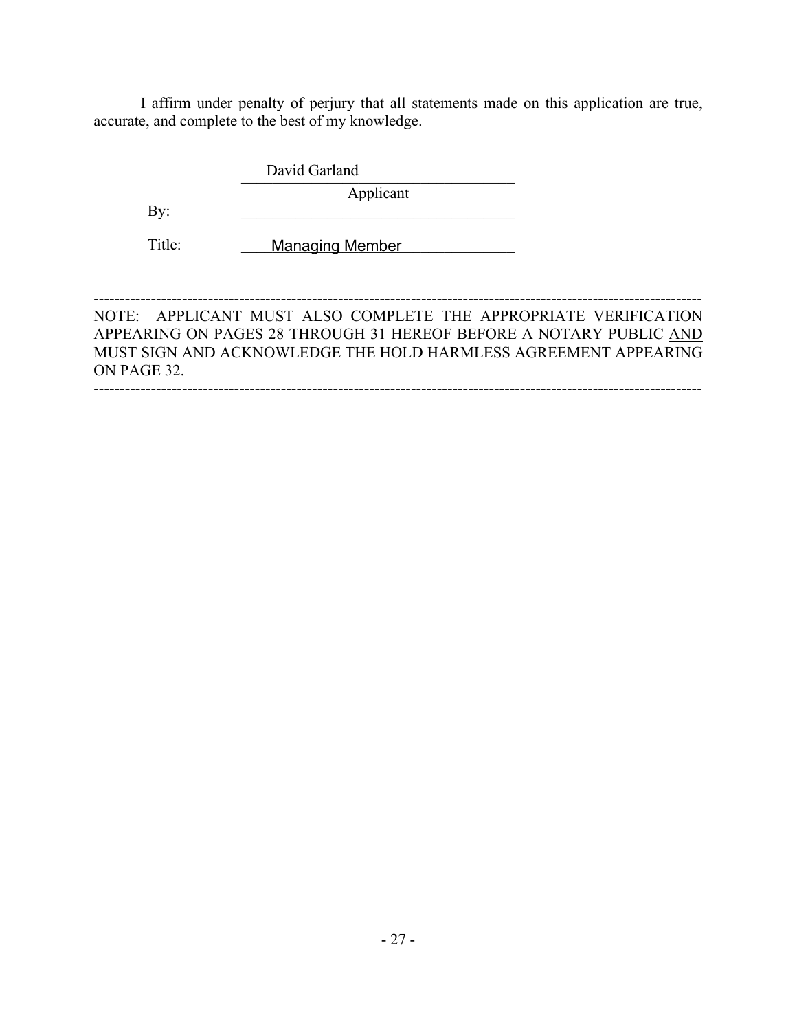I affirm under penalty of perjury that all statements made on this application are true, accurate, and complete to the best of my knowledge.

David Garland
______________________________
Applicant

By: ______________________________

Title: Managing Member

---

NOTE: APPLICANT MUST ALSO COMPLETE THE APPROPRIATE VERIFICATION APPEARING ON PAGES 28 THROUGH 31 HEREOF BEFORE A NOTARY PUBLIC AND MUST SIGN AND ACKNOWLEDGE THE HOLD HARMLESS AGREEMENT APPEARING ON PAGE 32.

---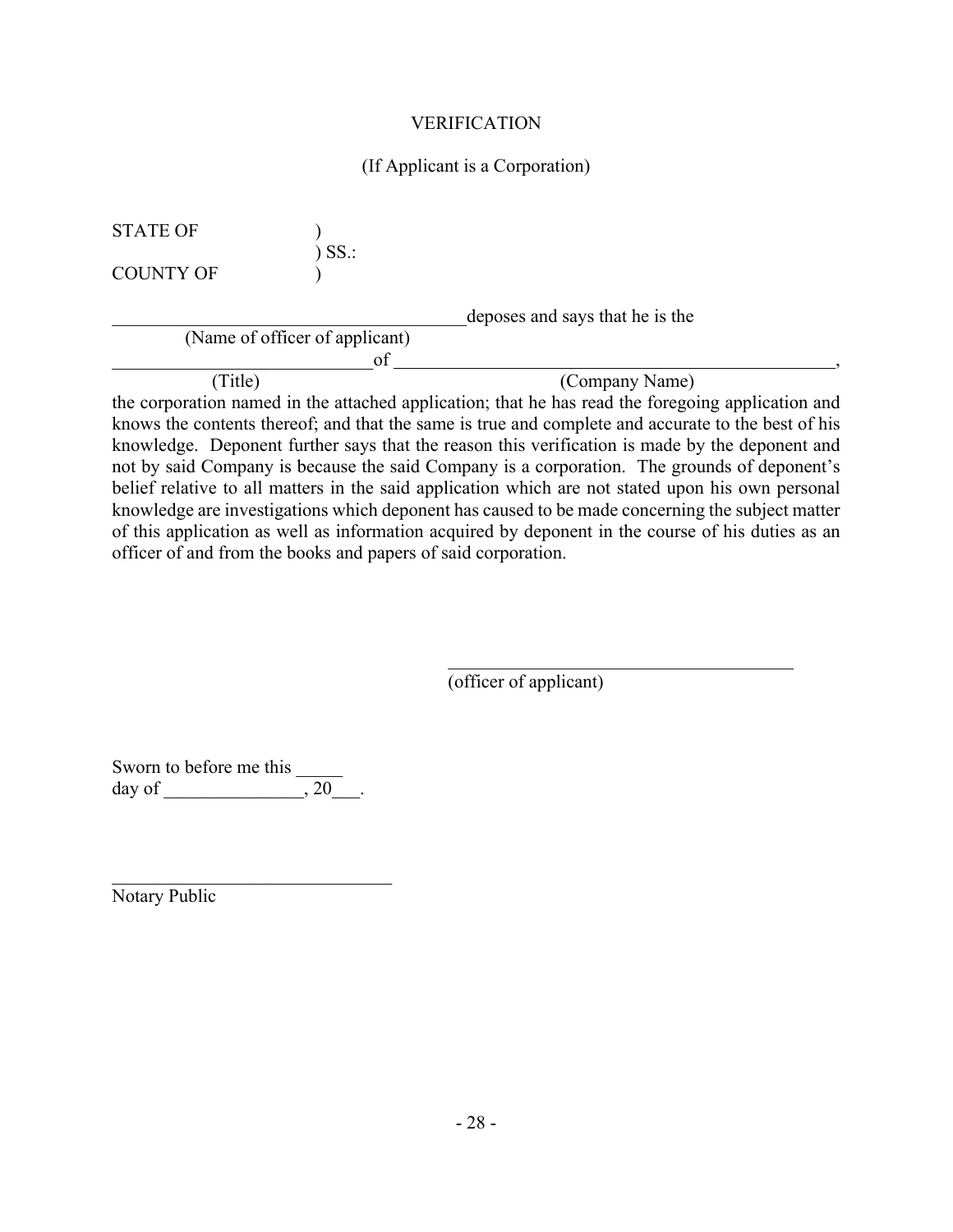VERIFICATION

(If Applicant is a Corporation)

STATE OF )
) SS.:
COUNTY OF )

______________________________________ deposes and says that he is the
(Name of officer of applicant)
___________________________ of _______________________________________________,
(Title) (Company Name)
the corporation named in the attached application; that he has read the foregoing application and knows the contents thereof; and that the same is true and complete and accurate to the best of his knowledge. Deponent further says that the reason this verification is made by the deponent and not by said Company is because the said Company is a corporation. The grounds of deponent's belief relative to all matters in the said application which are not stated upon his own personal knowledge are investigations which deponent has caused to be made concerning the subject matter of this application as well as information acquired by deponent in the course of his duties as an officer of and from the books and papers of said corporation.

______________________________________
(officer of applicant)

Sworn to before me this _____
day of _______________, 20___.

______________________________
Notary Public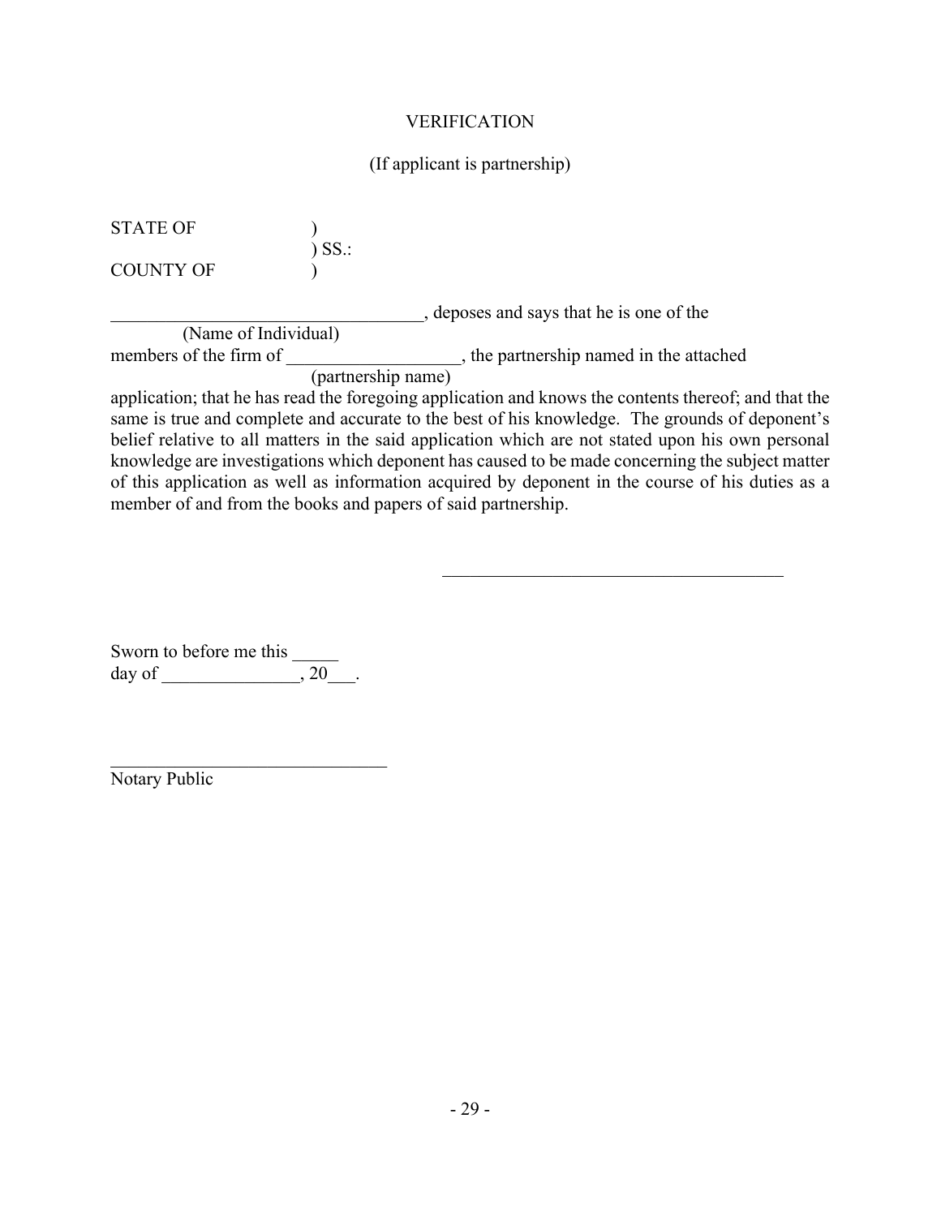VERIFICATION

(If applicant is partnership)

STATE OF )
) SS.:
COUNTY OF )

__________________________________, deposes and says that he is one of the
(Name of Individual)
members of the firm of ___________________, the partnership named in the attached
(partnership name)
application; that he has read the foregoing application and knows the contents thereof; and that the same is true and complete and accurate to the best of his knowledge. The grounds of deponent's belief relative to all matters in the said application which are not stated upon his own personal knowledge are investigations which deponent has caused to be made concerning the subject matter of this application as well as information acquired by deponent in the course of his duties as a member of and from the books and papers of said partnership.

_____________________________________

Sworn to before me this _____
day of _______________, 20___.

_______________________________
Notary Public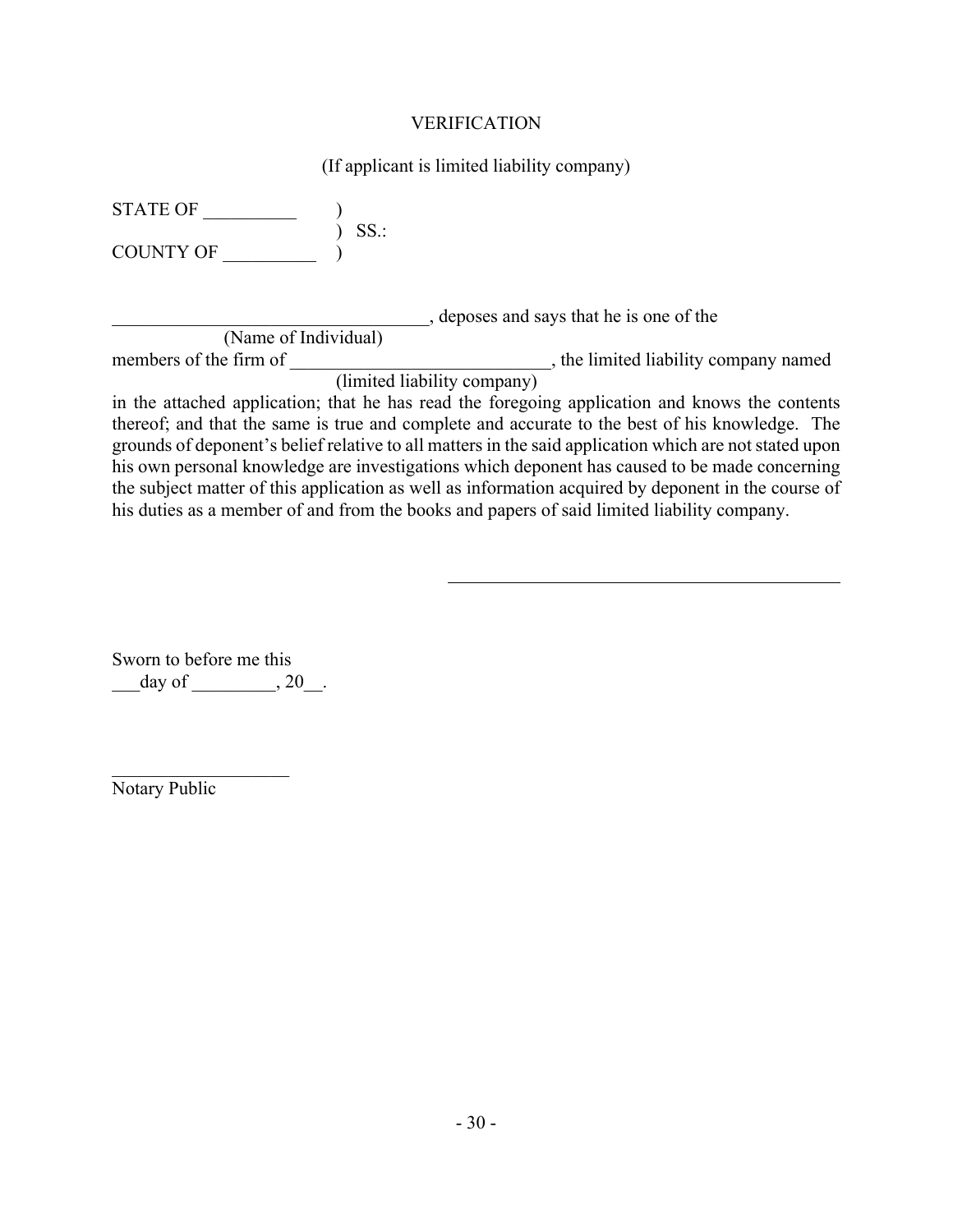VERIFICATION

(If applicant is limited liability company)

STATE OF __________ )
) SS.:
COUNTY OF __________ )

__________________________________, deposes and says that he is one of the
(Name of Individual)
members of the firm of ____________________________, the limited liability company named
(limited liability company)
in the attached application; that he has read the foregoing application and knows the contents thereof; and that the same is true and complete and accurate to the best of his knowledge. The grounds of deponent's belief relative to all matters in the said application which are not stated upon his own personal knowledge are investigations which deponent has caused to be made concerning the subject matter of this application as well as information acquired by deponent in the course of his duties as a member of and from the books and papers of said limited liability company.

____________________________________________

Sworn to before me this
___day of _________, 20__.

____________________
Notary Public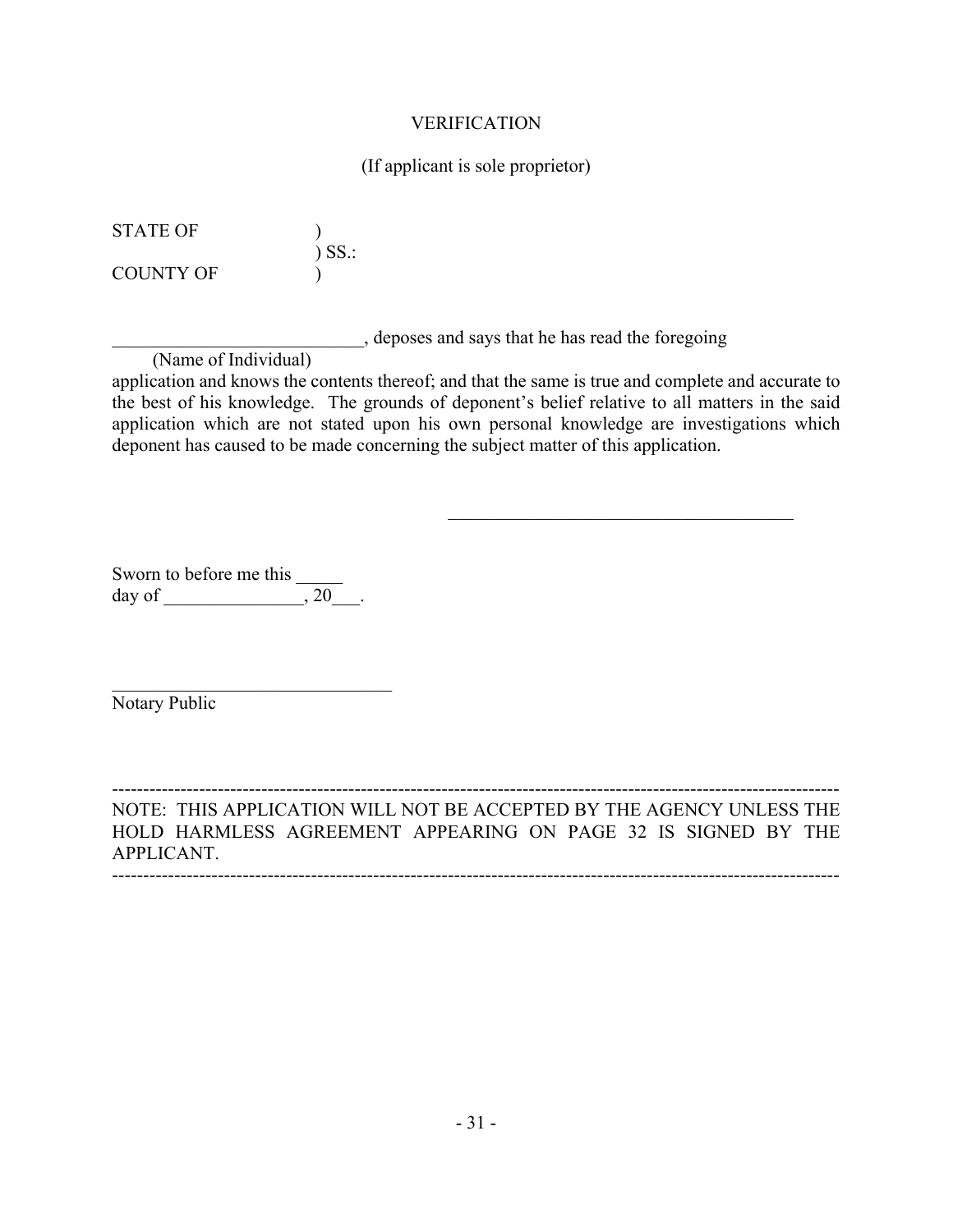VERIFICATION

(If applicant is sole proprietor)

STATE OF )
) SS.:
COUNTY OF )

___________________________, deposes and says that he has read the foregoing
(Name of Individual)

application and knows the contents thereof; and that the same is true and complete and accurate to the best of his knowledge. The grounds of deponent's belief relative to all matters in the said application which are not stated upon his own personal knowledge are investigations which deponent has caused to be made concerning the subject matter of this application.

_______________________________________

Sworn to before me this _____
day of _______________, 20___.

_______________________________
Notary Public

---

NOTE: THIS APPLICATION WILL NOT BE ACCEPTED BY THE AGENCY UNLESS THE HOLD HARMLESS AGREEMENT APPEARING ON PAGE 32 IS SIGNED BY THE APPLICANT.

---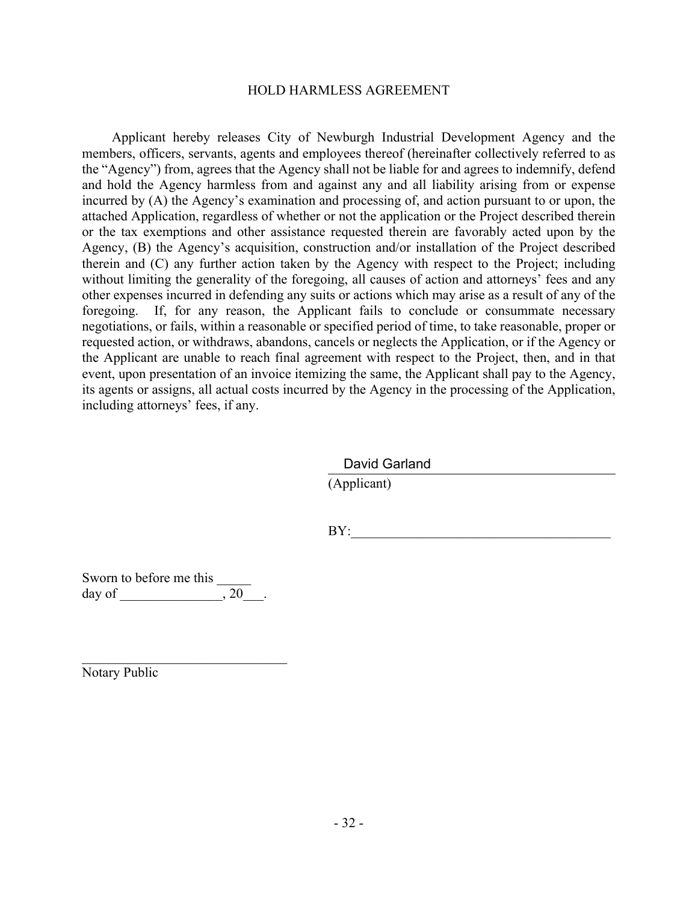# HOLD HARMLESS AGREEMENT

Applicant hereby releases City of Newburgh Industrial Development Agency and the members, officers, servants, agents and employees thereof (hereinafter collectively referred to as the "Agency") from, agrees that the Agency shall not be liable for and agrees to indemnify, defend and hold the Agency harmless from and against any and all liability arising from or expense incurred by (A) the Agency's examination and processing of, and action pursuant to or upon, the attached Application, regardless of whether or not the application or the Project described therein or the tax exemptions and other assistance requested therein are favorably acted upon by the Agency, (B) the Agency's acquisition, construction and/or installation of the Project described therein and (C) any further action taken by the Agency with respect to the Project; including without limiting the generality of the foregoing, all causes of action and attorneys' fees and any other expenses incurred in defending any suits or actions which may arise as a result of any of the foregoing. If, for any reason, the Applicant fails to conclude or consummate necessary negotiations, or fails, within a reasonable or specified period of time, to take reasonable, proper or requested action, or withdraws, abandons, cancels or neglects the Application, or if the Agency or the Applicant are unable to reach final agreement with respect to the Project, then, and in that event, upon presentation of an invoice itemizing the same, the Applicant shall pay to the Agency, its agents or assigns, all actual costs incurred by the Agency in the processing of the Application, including attorneys' fees, if any.

David Garland
(Applicant)

BY:______________________________________

Sworn to before me this _____
day of _______________, 20___.

______________________________
Notary Public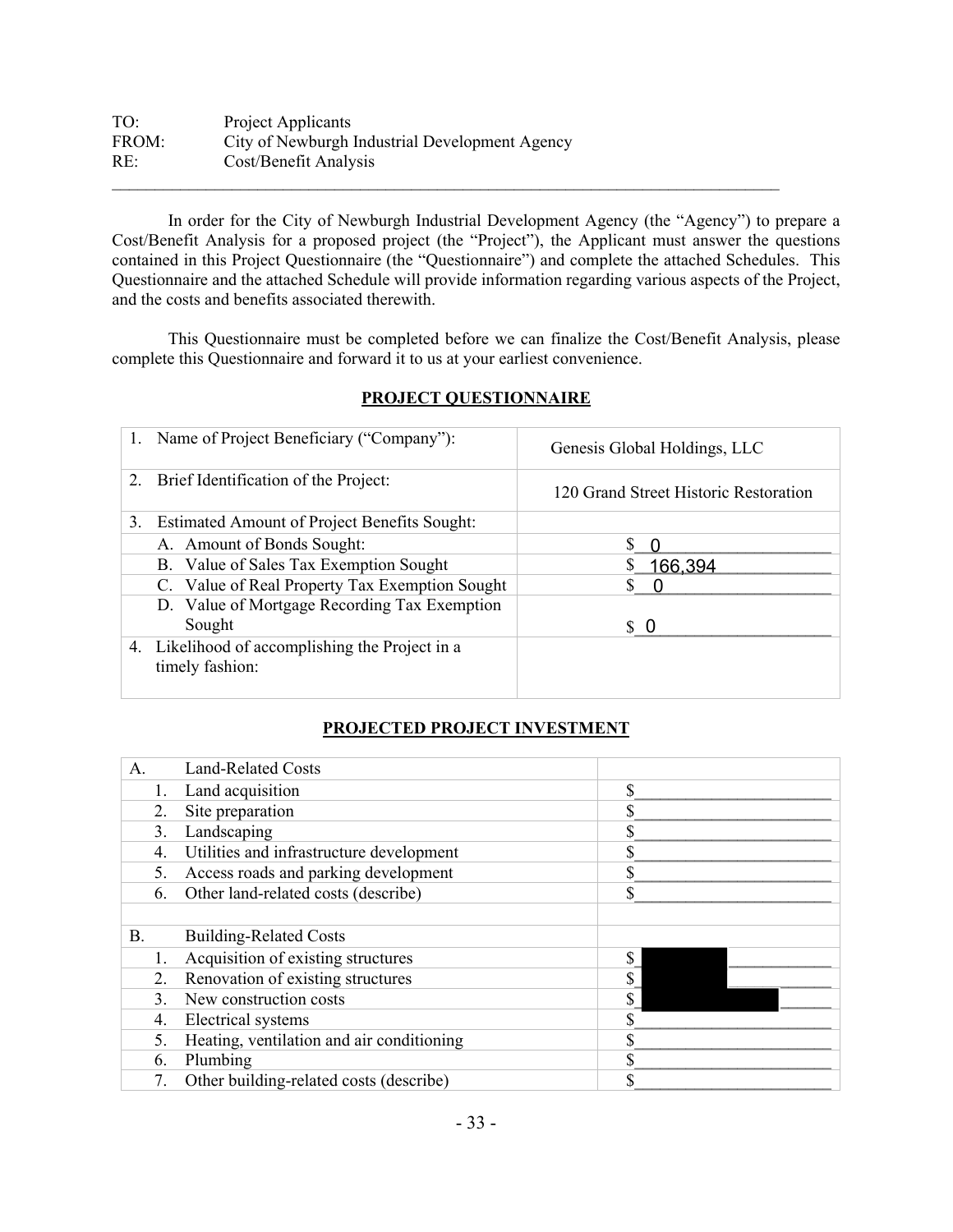TO: Project Applicants
FROM: City of Newburgh Industrial Development Agency
RE: Cost/Benefit Analysis

---

In order for the City of Newburgh Industrial Development Agency (the "Agency") to prepare a Cost/Benefit Analysis for a proposed project (the "Project"), the Applicant must answer the questions contained in this Project Questionnaire (the "Questionnaire") and complete the attached Schedules. This Questionnaire and the attached Schedule will provide information regarding various aspects of the Project, and the costs and benefits associated therewith.

This Questionnaire must be completed before we can finalize the Cost/Benefit Analysis, please complete this Questionnaire and forward it to us at your earliest convenience.

## PROJECT QUESTIONNAIRE

| | |
|---|---|
| 1. Name of Project Beneficiary ("Company"): | Genesis Global Holdings, LLC |
| 2. Brief Identification of the Project: | 120 Grand Street Historic Restoration |
| 3. Estimated Amount of Project Benefits Sought: | |
| A. Amount of Bonds Sought: | $ 0 |
| B. Value of Sales Tax Exemption Sought | $ 166,394 |
| C. Value of Real Property Tax Exemption Sought | $ 0 |
| D. Value of Mortgage Recording Tax Exemption Sought | $ 0 |
| 4. Likelihood of accomplishing the Project in a timely fashion: | |

## PROJECTED PROJECT INVESTMENT

| | |
|---|---|
| A. Land-Related Costs | |
| 1. Land acquisition | $ |
| 2. Site preparation | $ |
| 3. Landscaping | $ |
| 4. Utilities and infrastructure development | $ |
| 5. Access roads and parking development | $ |
| 6. Other land-related costs (describe) | $ |
| | |
| B. Building-Related Costs | |
| 1. Acquisition of existing structures | $ [REDACTED] |
| 2. Renovation of existing structures | $ [REDACTED] |
| 3. New construction costs | $ [REDACTED] |
| 4. Electrical systems | $ |
| 5. Heating, ventilation and air conditioning | $ |
| 6. Plumbing | $ |
| 7. Other building-related costs (describe) | $ |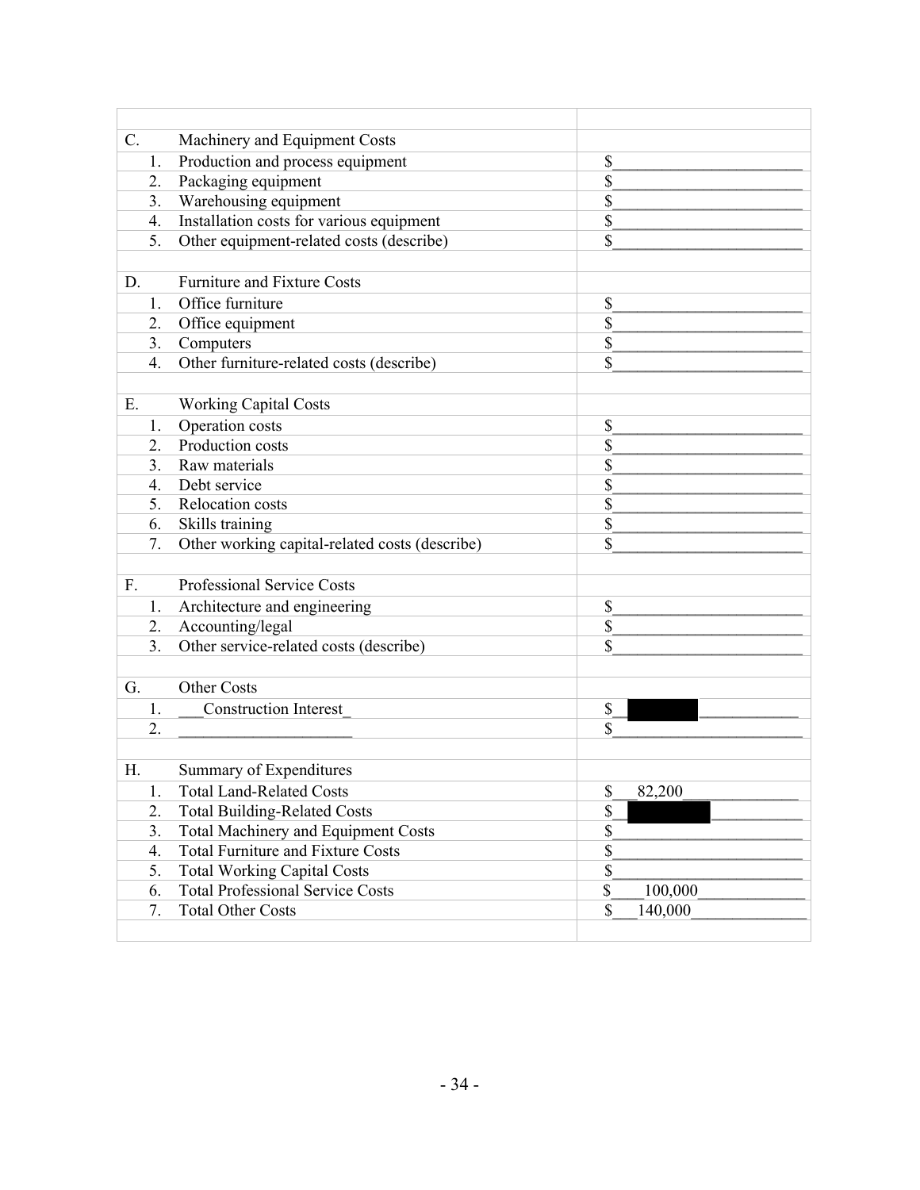| | |
|---|---|
| C. Machinery and Equipment Costs | |
| 1. Production and process equipment | $______________________ |
| 2. Packaging equipment | $______________________ |
| 3. Warehousing equipment | $______________________ |
| 4. Installation costs for various equipment | $______________________ |
| 5. Other equipment-related costs (describe) | $______________________ |
| | |
| D. Furniture and Fixture Costs | |
| 1. Office furniture | $______________________ |
| 2. Office equipment | $______________________ |
| 3. Computers | $______________________ |
| 4. Other furniture-related costs (describe) | $______________________ |
| | |
| E. Working Capital Costs | |
| 1. Operation costs | $______________________ |
| 2. Production costs | $______________________ |
| 3. Raw materials | $______________________ |
| 4. Debt service | $______________________ |
| 5. Relocation costs | $______________________ |
| 6. Skills training | $______________________ |
| 7. Other working capital-related costs (describe) | $______________________ |
| | |
| F. Professional Service Costs | |
| 1. Architecture and engineering | $______________________ |
| 2. Accounting/legal | $______________________ |
| 3. Other service-related costs (describe) | $______________________ |
| | |
| G. Other Costs | |
| 1. ___Construction Interest_ | $[REDACTED]____________ |
| 2. _____________________ | $______________________ |
| | |
| H. Summary of Expenditures | |
| 1. Total Land-Related Costs | $___82,200______________ |
| 2. Total Building-Related Costs | $[REDACTED]___________ |
| 3. Total Machinery and Equipment Costs | $______________________ |
| 4. Total Furniture and Fixture Costs | $______________________ |
| 5. Total Working Capital Costs | $______________________ |
| 6. Total Professional Service Costs | $____100,000____________ |
| 7. Total Other Costs | $___140,000_____________ |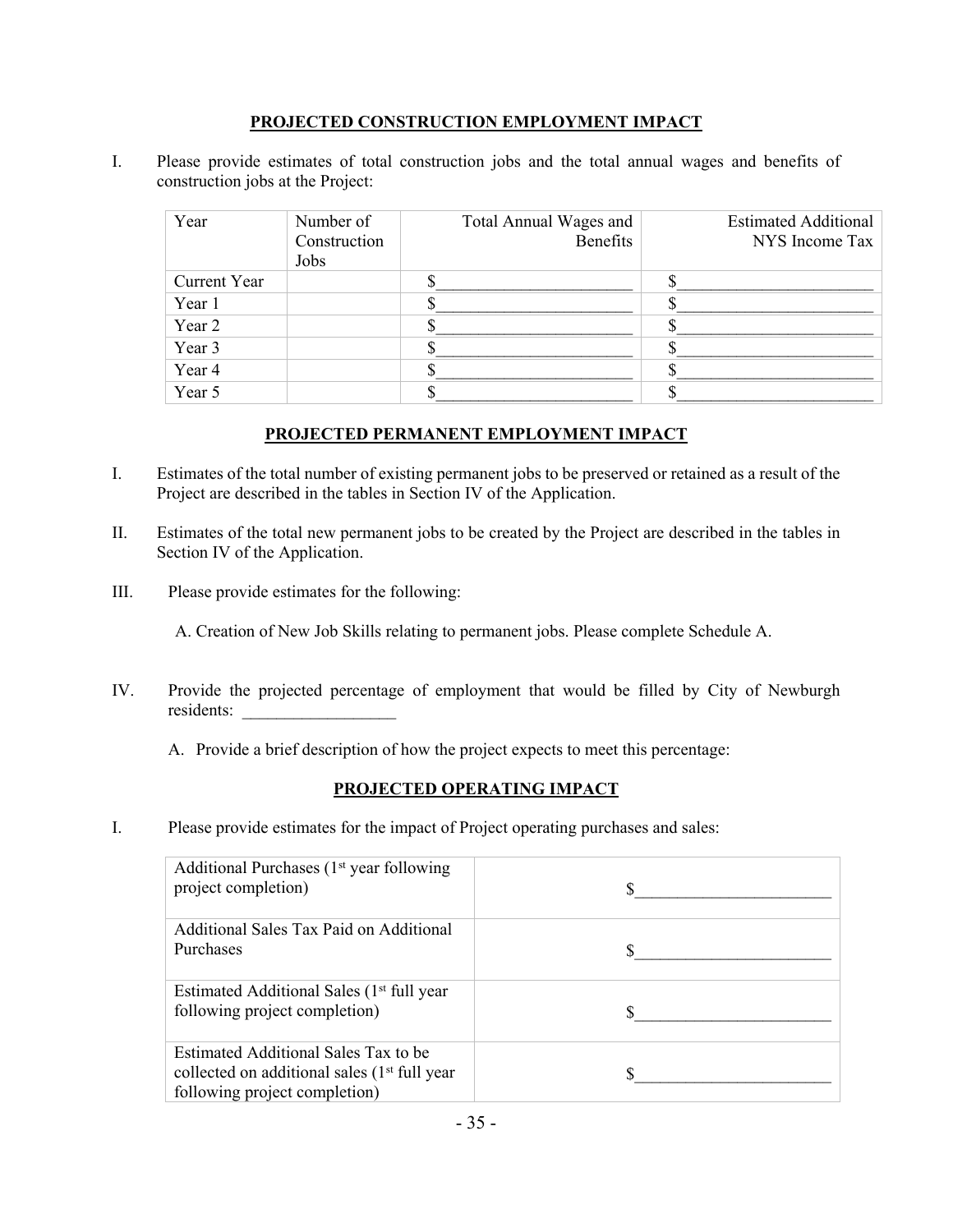## PROJECTED CONSTRUCTION EMPLOYMENT IMPACT

I. Please provide estimates of total construction jobs and the total annual wages and benefits of construction jobs at the Project:

| Year | Number of Construction Jobs | Total Annual Wages and Benefits | Estimated Additional NYS Income Tax |
|---|---|---|---|
| Current Year | | $______________________ | $______________________ |
| Year 1 | | $______________________ | $______________________ |
| Year 2 | | $______________________ | $______________________ |
| Year 3 | | $______________________ | $______________________ |
| Year 4 | | $______________________ | $______________________ |
| Year 5 | | $______________________ | $______________________ |

## PROJECTED PERMANENT EMPLOYMENT IMPACT

I. Estimates of the total number of existing permanent jobs to be preserved or retained as a result of the Project are described in the tables in Section IV of the Application.

II. Estimates of the total new permanent jobs to be created by the Project are described in the tables in Section IV of the Application.

III. Please provide estimates for the following:

A. Creation of New Job Skills relating to permanent jobs. Please complete Schedule A.

IV. Provide the projected percentage of employment that would be filled by City of Newburgh residents: __________________

A. Provide a brief description of how the project expects to meet this percentage:

## PROJECTED OPERATING IMPACT

I. Please provide estimates for the impact of Project operating purchases and sales:

| | |
|---|---|
| Additional Purchases (1st year following project completion) | $______________________ |
| Additional Sales Tax Paid on Additional Purchases | $______________________ |
| Estimated Additional Sales (1st full year following project completion) | $______________________ |
| Estimated Additional Sales Tax to be collected on additional sales (1st full year following project completion) | $______________________ |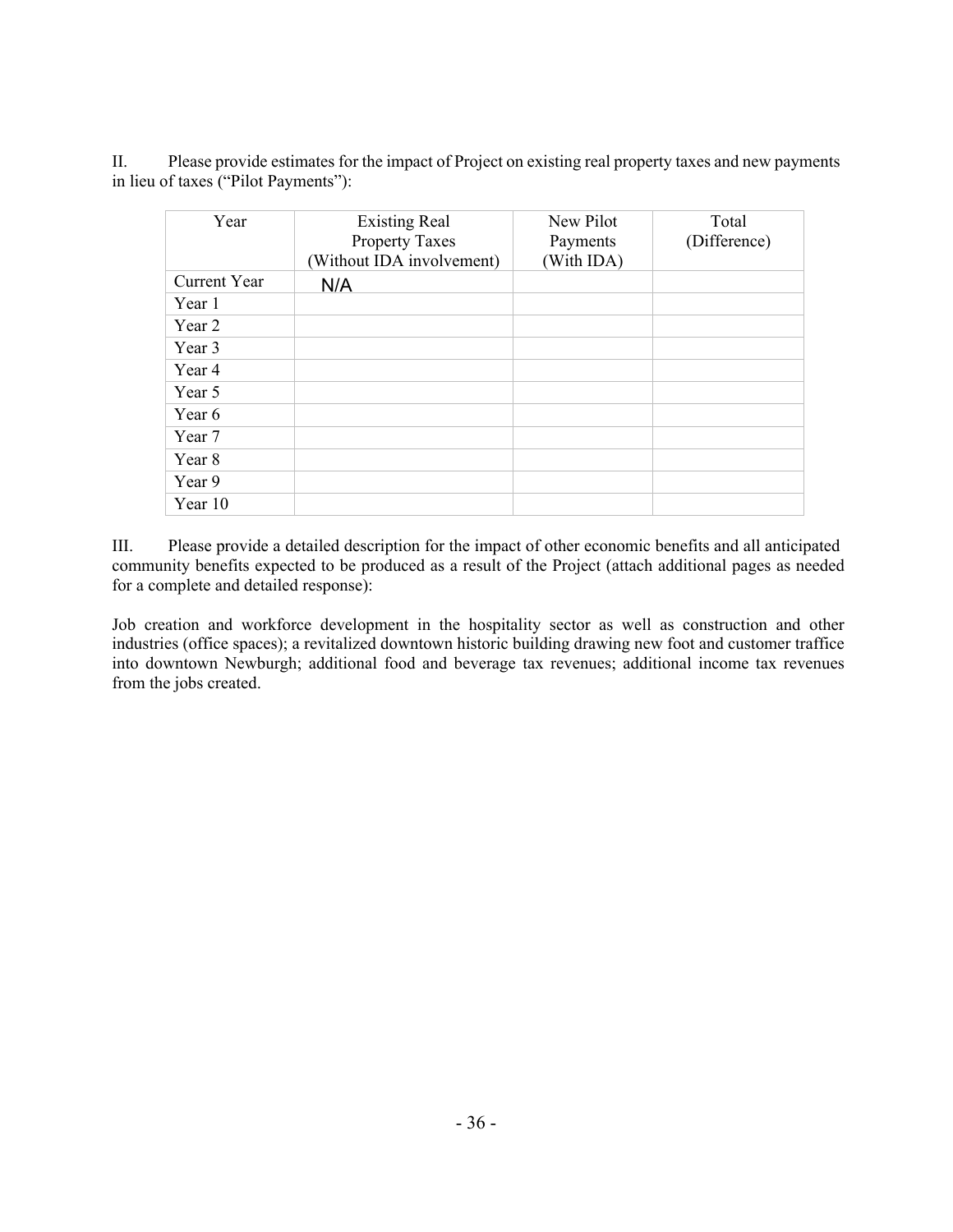II. Please provide estimates for the impact of Project on existing real property taxes and new payments in lieu of taxes ("Pilot Payments"):

| Year | Existing Real Property Taxes (Without IDA involvement) | New Pilot Payments (With IDA) | Total (Difference) |
|---|---|---|---|
| Current Year | N/A | | |
| Year 1 | | | |
| Year 2 | | | |
| Year 3 | | | |
| Year 4 | | | |
| Year 5 | | | |
| Year 6 | | | |
| Year 7 | | | |
| Year 8 | | | |
| Year 9 | | | |
| Year 10 | | | |

III. Please provide a detailed description for the impact of other economic benefits and all anticipated community benefits expected to be produced as a result of the Project (attach additional pages as needed for a complete and detailed response):

Job creation and workforce development in the hospitality sector as well as construction and other industries (office spaces); a revitalized downtown historic building drawing new foot and customer traffice into downtown Newburgh; additional food and beverage tax revenues; additional income tax revenues from the jobs created.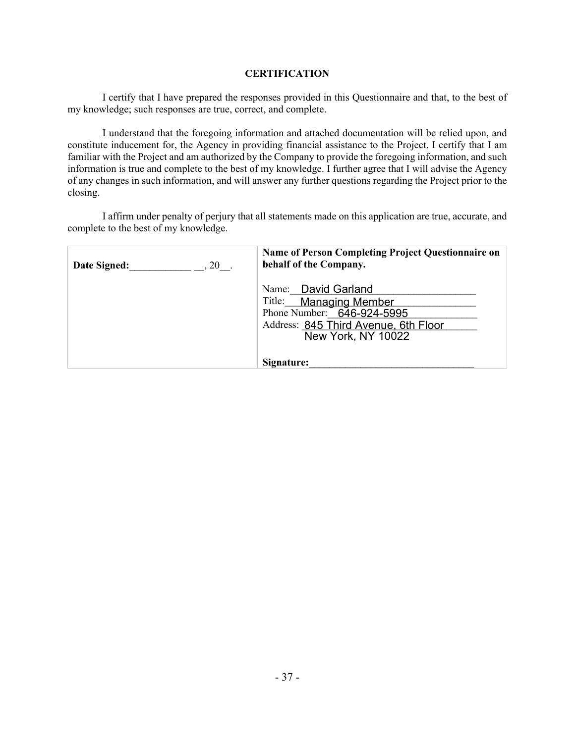## CERTIFICATION

I certify that I have prepared the responses provided in this Questionnaire and that, to the best of my knowledge; such responses are true, correct, and complete.

I understand that the foregoing information and attached documentation will be relied upon, and constitute inducement for, the Agency in providing financial assistance to the Project. I certify that I am familiar with the Project and am authorized by the Company to provide the foregoing information, and such information is true and complete to the best of my knowledge. I further agree that I will advise the Agency of any changes in such information, and will answer any further questions regarding the Project prior to the closing.

I affirm under penalty of perjury that all statements made on this application are true, accurate, and complete to the best of my knowledge.

| **Date Signed:**____________ __, 20__. | **Name of Person Completing Project Questionnaire on behalf of the Company.**<br><br>Name: David Garland<br>Title: Managing Member<br>Phone Number: 646-924-5995<br>Address: 845 Third Avenue, 6th Floor<br>New York, NY 10022<br><br>**Signature:**_______________________________ |
|---|---|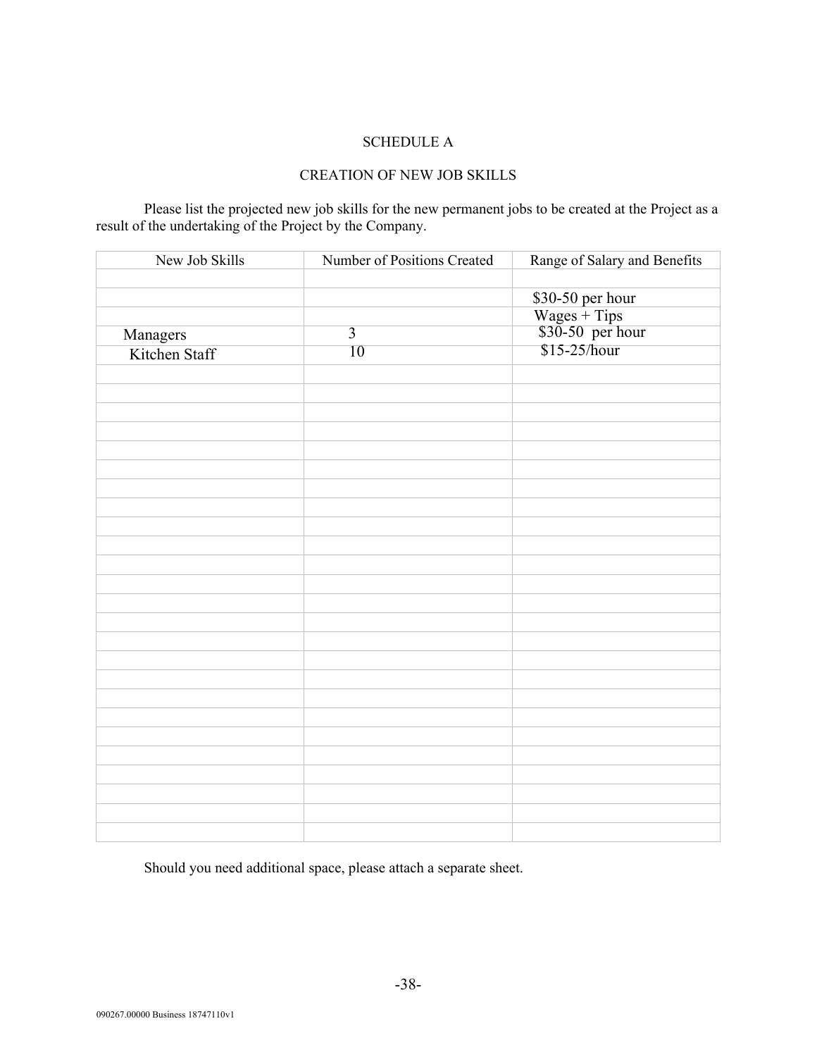SCHEDULE A

CREATION OF NEW JOB SKILLS

Please list the projected new job skills for the new permanent jobs to be created at the Project as a result of the undertaking of the Project by the Company.

| New Job Skills | Number of Positions Created | Range of Salary and Benefits |
|---|---|---|
| | | |
| | | $30-50 per hour |
| | | Wages + Tips |
| Managers | 3 | $30-50 per hour |
| Kitchen Staff | 10 | $15-25/hour |
| | | |
| | | |
| | | |
| | | |
| | | |
| | | |
| | | |
| | | |
| | | |
| | | |
| | | |
| | | |
| | | |
| | | |
| | | |
| | | |
| | | |
| | | |
| | | |
| | | |
| | | |
| | | |
| | | |
| | | |

Should you need additional space, please attach a separate sheet.

090267.00000 Business 18747110v1